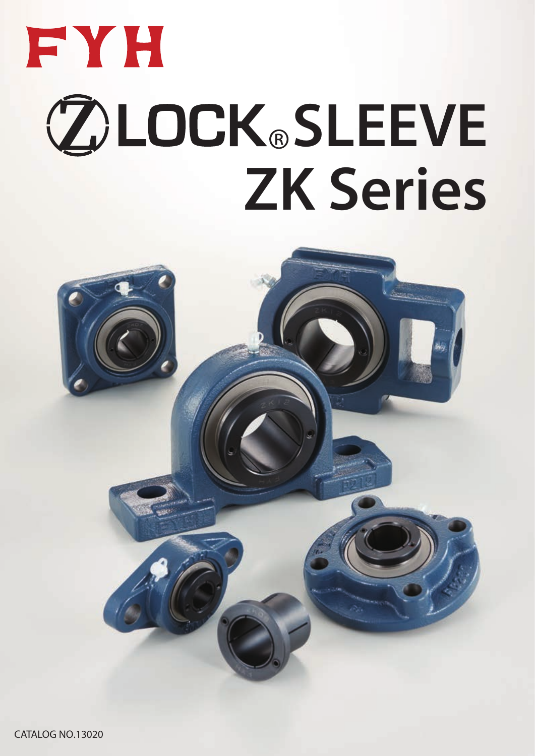# FYH

# Z LOCK® SLEEVE ZK Series

CATALOG NO.13020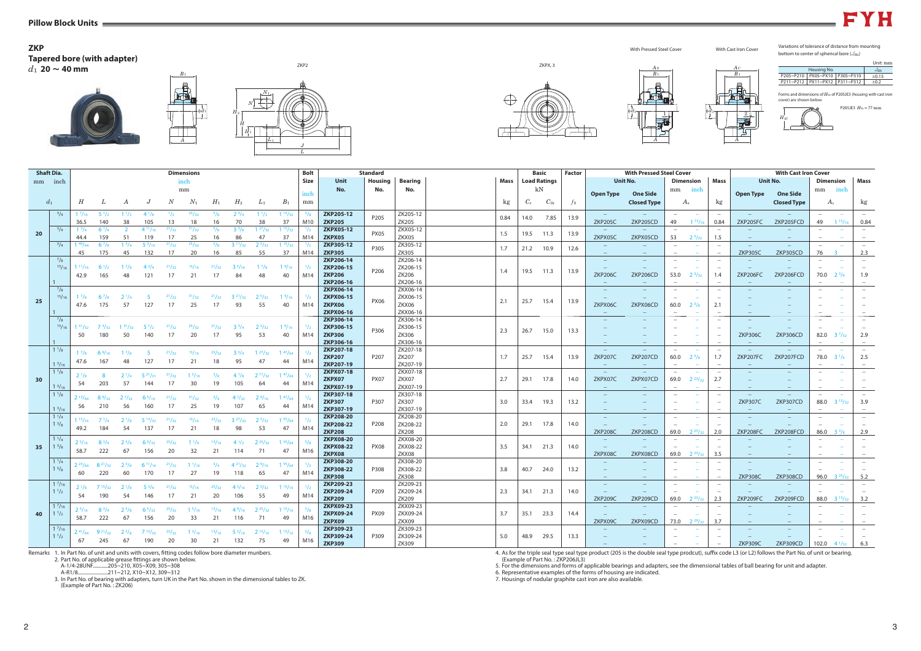## ZKP

## Tapered bore (with adapter)

$d_1$ **20 ~ 40 mm**

ZKP2 ZKPX,3 With Pressed Steel Cover With Cast Iron Cover

Variations of tolerance of distance from mounting bottom to center of spherical bore ($\Delta_{Hs}$)

Unit: mm

| Housing No. | | | $\Delta_{Hs}$ |
|---|---|---|---|
| P205~P210 | PX05~PX10 | P305~P310 | ±0.15 |
| P211~P212 | PX11~PX12 | P311~P312 | ±0.2 |

Forms and dimensions of $H_{2c}$ of P205JE3 (housing with cast iron cover) are shown below.

P205JE3 $H_{2c}$ = 77 mm

| Shaft Dia. $d_1$ mm | Shaft Dia. $d_1$ inch | Dimensions inch / mm $H$ | $L$ | $A$ | $J$ | $N$ | $N_1$ | $H_1$ | $H_2$ | $L_1$ | $B_1$ | Bolt Size inch / mm | Standard Unit No. | Housing No. | Bearing No. | Mass kg | Basic Load Ratings kN $C_r$ | $C_{0r}$ | Factor $f_0$ | With Pressed Steel Cover Unit No. Open Type | One Side Closed Type | Dimension $A_s$ mm | $A_s$ inch | Mass kg | With Cast Iron Cover Unit No. Open Type | One Side Closed Type | Dimension $A_c$ mm | $A_c$ inch | Mass kg |
|---|---|---|---|---|---|---|---|---|---|---|---|---|---|---|---|---|---|---|---|---|---|---|---|---|---|---|---|---|---|
| 20 | 3/4 | 1 7/16 | 5 1/2 | 1 1/2 | 4 1/8 | 1/2 | 23/32 | 5/8 | 2 3/4 | 1 1/2 | 1 15/32 | 5/8 | ZKP205-12 | P205 | ZK205-12 | | | | | – | – | – | – | – | – | – | – | – | – |
| | | 36.5 | 140 | 38 | 105 | 13 | 18 | 16 | 70 | 38 | 37 | M10 | ZKP205 | | ZK205 | 0.84 | 14.0 | 7.85 | 13.9 | ZKP205C | ZKP205CD | 49 | 1 15/16 | 0.84 | ZKP205FC | ZKP205FCD | 49 | 1 15/16 | 0.84 |
| | 3/4 | 1 3/4 | 6 1/4 | 2 | 4 11/16 | 21/32 | 31/32 | 5/8 | 3 3/8 | 1 27/32 | 1 15/32 | 1/2 | ZKPX05-12 | PX05 | ZKX05-12 | | | | | – | – | – | – | – | – | – | – | – | – |
| | | 44.4 | 159 | 51 | 119 | 17 | 25 | 16 | 86 | 47 | 37 | M14 | ZKPX05 | | ZKX05 | 1.5 | 19.5 | 11.3 | 13.9 | ZKPX05C | ZKPX05CD | 53 | 2 3/32 | 1.5 | – | – | – | – | – |
| | 3/4 | 1 49/64 | 6 7/8 | 1 3/4 | 5 3/16 | 21/32 | 25/32 | 5/8 | 3 11/32 | 2 5/32 | 1 15/32 | 1/2 | ZKP305-12 | P305 | ZK305-12 | | | | | – | – | – | – | – | – | – | – | – | – |
| | | 45 | 175 | 45 | 132 | 17 | 20 | 16 | 85 | 55 | 37 | M14 | ZKP305 | | ZK305 | 1.7 | 21.2 | 10.9 | 12.6 | – | – | – | – | – | ZKP305C | ZKP305CD | 76 | 3 | 2.3 |
| 25 | 7/8 | | | | | | | | | | | | ZKP206-14 | P206 | ZK206-14 | | | | | – | – | – | – | – | – | – | – | – | – |
| | 15/16 | 1 11/16 | 6 1/2 | 1 7/8 | 4 3/4 | 21/32 | 13/16 | 21/32 | 3 5/16 | 1 7/8 | 1 9/16 | 1/2 | ZKP206-15 | | ZK206-15 | | | | | – | – | – | – | – | – | – | – | – | – |
| | | 42.9 | 165 | 48 | 121 | 17 | 21 | 17 | 84 | 48 | 40 | M14 | ZKP206 | | ZK206 | 1.4 | 19.5 | 11.3 | 13.9 | ZKP206C | ZKP206CD | 53.0 | 2 3/32 | 1.4 | ZKP206FC | ZKP206FCD | 70.0 | 2 3/4 | 1.9 |
| | 1 | | | | | | | | | | | | ZKP206-16 | | ZK206-16 | | | | | – | – | – | – | – | – | – | – | – | – |
| | 7/8 | | | | | | | | | | | | ZKPX06-14 | PX06 | ZKX06-14 | | | | | – | – | – | – | – | – | – | – | – | – |
| | 15/16 | 1 7/8 | 6 7/8 | 2 1/4 | 5 | 21/32 | 31/32 | 21/32 | 3 21/32 | 2 5/32 | 1 9/16 | 1/2 | ZKPX06-15 | | ZKX06-15 | | | | | – | – | – | – | – | – | – | – | – | – |
| | | 47.6 | 175 | 57 | 127 | 17 | 25 | 17 | 93 | 55 | 40 | M14 | ZKPX06 | | ZKX06 | 2.1 | 25.7 | 15.4 | 13.9 | ZKPX06C | ZKPX06CD | 60.0 | 2 3/8 | 2.1 | – | – | – | – | – |
| | 1 | | | | | | | | | | | | ZKPX06-16 | | ZKX06-16 | | | | | – | – | – | – | – | – | – | – | – | – |
| | 7/8 | | | | | | | | | | | | ZKP306-14 | P306 | ZK306-14 | | | | | – | – | – | – | – | – | – | – | – | – |
| | 15/16 | 1 31/32 | 7 3/32 | 1 31/32 | 5 1/2 | 21/32 | 25/32 | 21/32 | 3 3/4 | 2 3/32 | 1 9/16 | 1/2 | ZKP306-15 | | ZK306-15 | | | | | – | – | – | – | – | – | – | – | – | – |
| | | 50 | 180 | 50 | 140 | 17 | 20 | 17 | 95 | 53 | 40 | M14 | ZKP306 | | ZK306 | 2.3 | 26.7 | 15.0 | 13.3 | – | – | – | – | – | ZKP306C | ZKP306CD | 82.0 | 3 7/32 | 2.9 |
| | 1 | | | | | | | | | | | | ZKP306-16 | | ZK306-16 | | | | | – | – | – | – | – | – | – | – | – | – |
| 30 | 1 1/8 | 1 7/8 | 6 9/16 | 1 7/8 | 5 | 21/32 | 13/16 | 23/32 | 3 3/4 | 1 27/32 | 1 47/64 | 1/2 | ZKP207-18 | P207 | ZK207-18 | | | | | – | – | – | – | – | – | – | – | – | – |
| | | 47.6 | 167 | 48 | 127 | 17 | 21 | 18 | 95 | 47 | 44 | M14 | ZKP207 | | ZK207 | 1.7 | 25.7 | 15.4 | 13.9 | ZKP207C | ZKP207CD | 60.0 | 2 3/8 | 1.7 | ZKP207FC | ZKP207FCD | 78.0 | 3 1/16 | 2.5 |
| | 1 3/16 | | | | | | | | | | | | ZKP207-19 | | ZK207-19 | | | | | – | – | – | – | – | – | – | – | – | – |
| | 1 1/8 | 2 1/8 | 8 | 2 1/4 | 5 21/32 | 21/32 | 1 3/16 | 3/4 | 4 1/8 | 2 17/32 | 1 47/64 | 1/2 | ZKPX07-18 | PX07 | ZKX07-18 | | | | | – | – | – | – | – | – | – | – | – | – |
| | | 54 | 203 | 57 | 144 | 17 | 30 | 19 | 105 | 64 | 44 | M14 | ZKPX07 | | ZKX07 | 2.7 | 29.1 | 17.8 | 14.0 | ZKPX07C | ZKPX07CD | 69.0 | 2 23/32 | 2.7 | – | – | – | – | – |
| | 1 3/16 | | | | | | | | | | | | ZKPX07-19 | | ZKX07-19 | | | | | – | – | – | – | – | – | – | – | – | – |
| | 1 1/8 | 2 13/64 | 8 9/32 | 2 7/32 | 6 5/16 | 21/32 | 31/32 | 3/4 | 4 7/32 | 2 9/16 | 1 47/64 | 1/2 | ZKP307-18 | P307 | ZK307-18 | | | | | – | – | – | – | – | – | – | – | – | – |
| | | 56 | 210 | 56 | 160 | 17 | 25 | 19 | 107 | 65 | 44 | M14 | ZKP307 | | ZK307 | 3.0 | 33.4 | 19.3 | 13.2 | – | – | – | – | – | ZKP307C | ZKP307CD | 88.0 | 3 15/32 | 3.9 |
| | 1 3/16 | | | | | | | | | | | | ZKP307-19 | | ZK307-19 | | | | | – | – | – | – | – | – | – | – | – | – |
| 35 | 1 1/4 | | | | | | | | | | | | ZKP208-20 | P208 | ZK208-20 | | | | | – | – | – | – | – | – | – | – | – | – |
| | 1 3/8 | 1 15/16 | 7 1/4 | 2 1/8 | 5 13/32 | 21/32 | 13/16 | 23/32 | 3 27/32 | 2 3/32 | 1 55/64 | 1/2 | ZKP208-22 | | ZK208-22 | | | | | – | – | – | – | – | – | – | – | – | – |
| | | 49.2 | 184 | 54 | 137 | 17 | 21 | 18 | 98 | 53 | 47 | M14 | ZKP208 | | ZK208 | 2.0 | 29.1 | 17.8 | 14.0 | ZKP208C | ZKP208CD | 69.0 | 2 23/32 | 2.0 | ZKP208FC | ZKP208FCD | 86.0 | 3 3/8 | 2.9 |
| | 1 1/4 | | | | | | | | | | | | ZKPX08-20 | PX08 | ZKX08-20 | | | | | – | – | – | – | – | – | – | – | – | – |
| | 1 3/8 | 2 5/16 | 8 3/4 | 2 5/8 | 6 5/32 | 25/32 | 1 1/4 | 13/16 | 4 1/2 | 2 25/32 | 1 55/64 | 5/8 | ZKPX08-22 | | ZKX08-22 | | | | | – | – | – | – | – | – | – | – | – | – |
| | | 58.7 | 222 | 67 | 156 | 20 | 32 | 21 | 114 | 71 | 47 | M16 | ZKPX08 | | ZKX08 | 3.5 | 34.1 | 21.3 | 14.0 | ZKPX08C | ZKPX08CD | 69.0 | 2 23/32 | 3.5 | – | – | – | – | – |
| | 1 1/4 | | | | | | | | | | | | ZKP308-20 | P308 | ZK308-20 | | | | | – | – | – | – | – | – | – | – | – | – |
| | 1 3/8 | 2 23/64 | 8 21/32 | 2 3/8 | 6 11/16 | 21/32 | 1 1/16 | 3/4 | 4 21/32 | 2 9/16 | 1 55/64 | 1/2 | ZKP308-22 | | ZK308-22 | | | | | – | – | – | – | – | – | – | – | – | – |
| | | 60 | 220 | 60 | 170 | 17 | 27 | 19 | 118 | 65 | 47 | M14 | ZKP308 | | ZK308 | 3.8 | 40.7 | 24.0 | 13.2 | – | – | – | – | – | ZKP308C | ZKP308CD | 96.0 | 3 25/32 | 5.2 |
| 40 | 1 7/16 | | | | | | | | | | | | ZKP209-23 | P209 | ZK209-23 | | | | | – | – | – | – | – | – | – | – | – | – |
| | 1 1/2 | 2 1/8 | 7 15/32 | 2 1/8 | 5 3/4 | 21/32 | 13/16 | 25/32 | 4 3/16 | 2 5/32 | 1 15/16 | 1/2 | ZKP209-24 | | ZK209-24 | | | | | – | – | – | – | – | – | – | – | – | – |
| | | 54 | 190 | 54 | 146 | 17 | 21 | 20 | 106 | 55 | 49 | M14 | ZKP209 | | ZK209 | 2.3 | 34.1 | 21.3 | 14.0 | ZKP209C | ZKP209CD | 69.0 | 2 23/32 | 2.3 | ZKP209FC | ZKP209FCD | 88.0 | 3 15/32 | 3.2 |
| | 1 7/16 | | | | | | | | | | | | ZKPX09-23 | PX09 | ZKX09-23 | | | | | – | – | – | – | – | – | – | – | – | – |
| | 1 1/2 | 2 5/16 | 8 3/4 | 2 5/8 | 6 5/32 | 25/32 | 1 5/16 | 13/16 | 4 9/16 | 2 25/32 | 1 15/16 | 5/8 | ZKPX09-24 | | ZKX09-24 | | | | | – | – | – | – | – | – | – | – | – | – |
| | | 58.7 | 222 | 67 | 156 | 20 | 33 | 21 | 116 | 71 | 49 | M16 | ZKPX09 | | ZKX09 | 3.7 | 35.1 | 23.3 | 14.4 | ZKPX09C | ZKPX09CD | 73.0 | 2 29/32 | 3.7 | – | – | – | – | – |
| | 1 7/16 | | | | | | | | | | | | ZKP309-23 | P309 | ZK309-23 | | | | | – | – | – | – | – | – | – | – | – | – |
| | 1 1/2 | 2 41/64 | 9 21/32 | 2 5/8 | 7 15/32 | 25/32 | 1 3/16 | 13/16 | 5 3/16 | 2 15/16 | 1 15/16 | 5/8 | ZKP309-24 | | ZK309-24 | | | | | – | – | – | – | – | – | – | – | – | – |
| | | 67 | 245 | 67 | 190 | 20 | 30 | 21 | 132 | 75 | 49 | M16 | ZKP309 | | ZK309 | 5.0 | 48.9 | 29.5 | 13.3 | – | – | – | – | – | ZKP309C | ZKP309CD | 102.0 | 4 1/32 | 6.3 |

Remarks
1. In Part No. of unit and units with covers, fitting codes follow bore diameter numbers.
2. Part No. of applicable grease fittings are shown below.
   A-1/4-28UNF...........205~210, X05~X09, 305~308
   A-R1/8........................211~212, X10~X12, 309~312
3. In Part No. of bearing with adapters, turn UK in the Part No. shown in the dimensional tables to ZK. (Example of Part No. : ZK206)
4. As for the triple seal type seal type product (205 is the double seal type prodcut), suffix code L3 (or L2) follows the Part No. of unit or bearing. (Example of Part No. : ZKP206JL3)
5. For the dimensions and forms of applicable bearings and adapters, see the dimensional tables of ball bearing for unit and adapter.
6. Representative examples of the forms of housing are indicated.
7. Housings of nodular graphite cast iron are also available.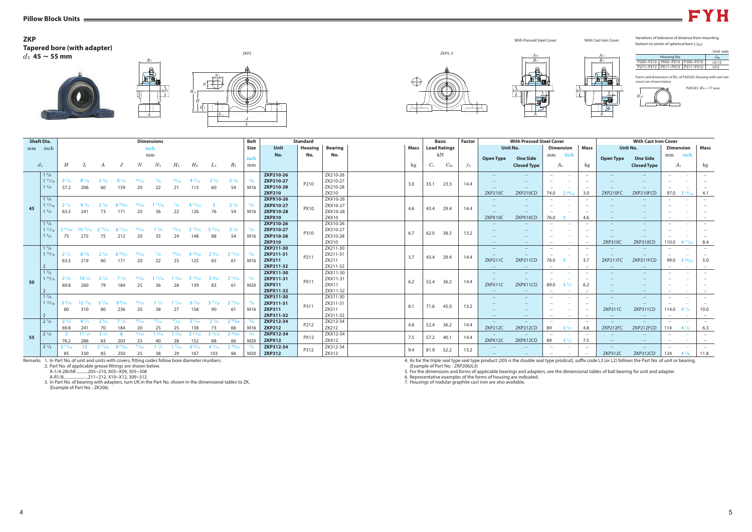## ZKP

### Tapered bore (with adapter)

$d_1$ **45 ~ 55 mm**

ZKP2 ZKPX, 3

With Pressed Steel Cover With Cast Iron Cover

Variations of tolerance of distance from mounting bottom to center of spherical bore ($\Delta_{Hs}$)

Unit: mm

| Housing No. | | | $\Delta_{Hs}$ |
|---|---|---|---|
| P205~P210 | PX05~PX10 | P305~P310 | ±0.15 |
| P211~P212 | PX11~PX12 | P311~P312 | ±0.2 |

Forms and dimensions of $H_{2c}$ of P205JE3 (housing with cast iron cover) are shown below.

P205JE3 $H_{2c}$ = 77 mm

| Shaft Dia. mm | Shaft Dia. inch | $H$ | $L$ | $A$ | $J$ | $N$ | $N_1$ | $H_1$ | $H_2$ | $L_1$ | $B_1$ | Bolt Size inch / mm | Standard Unit No. | Housing No. | Bearing No. | Mass kg | $C_r$ kN | $C_{0r}$ kN | Factor $f_0$ | Pressed Steel Cover Open Type | One Side Closed Type | $A_s$ mm | $A_s$ inch | Mass kg | Cast Iron Cover Open Type | One Side Closed Type | $A_c$ mm | $A_c$ inch | Mass kg |
|---|---|---|---|---|---|---|---|---|---|---|---|---|---|---|---|---|---|---|---|---|---|---|---|---|---|---|---|---|---|
| 45 | 1 5/8, 1 11/16, 1 3/4 | 2 1/4 / 57.2 | 8 1/8 / 206 | 2 3/8 / 60 | 6 1/4 / 159 | 25/32 / 20 | 7/8 / 22 | 13/16 / 21 | 4 7/16 / 113 | 2 3/8 / 60 | 2 1/8 / 54 | 5/8 / M16 | ZKP210-26, ZKP210-27, ZKP210-28, ZKP210 | P210 | ZK210-26, ZK210-27, ZK210-28, ZK210 | 3.0 | 35.1 | 23.3 | 14.4 | –, –, –, ZKP210C | –, –, –, ZKP210CD | 74.0 | 2 29/32 | 3.0 | –, –, –, ZKP210FC | –, –, –, ZKP210FCD | 97.0 | 3 13/16 | 4.1 |
| | 1 5/8, 1 11/16, 1 3/4 | 2 1/2 / 63.5 | 9 1/2 / 241 | 2 7/8 / 73 | 6 23/32 / 171 | 25/32 / 20 | 1 13/32 / 36 | 7/8 / 22 | 4 31/32 / 126 | 3 / 76 | 2 1/8 / 54 | 5/8 / M16 | ZKPX10-26, ZKPX10-27, ZKPX10-28, ZKPX10 | PX10 | ZKX10-26, ZKX10-27, ZKX10-28, ZKX10 | 4.6 | 43.4 | 29.4 | 14.4 | –, –, –, ZKPX10C | –, –, –, ZKPX10CD | 76.0 | 3 | 4.6 | – | – | – | – | – |
| | 1 5/8, 1 11/16, 1 3/4 | 2 61/64 / 75 | 10 13/16 / 275 | 2 15/16 / 75 | 8 11/32 / 212 | 25/32 / 20 | 1 3/8 / 35 | 15/16 / 24 | 5 13/16 / 148 | 3 15/32 / 88 | 2 1/8 / 54 | 5/8 / M16 | ZKP310-26, ZKP310-27, ZKP310-28, ZKP310 | P310 | ZK310-26, ZK310-27, ZK310-28, ZK310 | 6.7 | 62.0 | 38.3 | 13.2 | – | – | – | – | – | –, –, –, ZKP310C | –, –, –, ZKP310CD | 110.0 | 4 11/32 | 8.4 |
| 50 | 1 7/8, 1 15/16, 2 | 2 1/2 / 63.5 | 8 5/8 / 219 | 2 3/8 / 60 | 6 23/32 / 171 | 25/32 / 20 | 7/8 / 22 | 29/32 / 23 | 4 29/32 / 125 | 2 9/16 / 65 | 2 13/32 / 61 | 5/8 / M16 | ZKP211-30, ZKP211-31, ZKP211, ZKP211-32 | P211 | ZK211-30, ZK211-31, ZK211, ZK211-32 | 3.7 | 43.4 | 29.4 | 14.4 | –, –, ZKP211C, – | –, –, ZKP211CD, – | 76.0 | 3 | 3.7 | –, –, ZKP211FC, – | –, –, ZKP211FCD, – | 99.0 | 3 29/32 | 5.0 |
| | 1 7/8, 1 15/16, 2 | 2 3/4 / 69.8 | 10 1/4 / 260 | 3 1/8 / 79 | 7 1/4 / 184 | 31/32 / 25 | 1 13/32 / 36 | 1 3/32 / 28 | 5 15/32 / 139 | 3 9/32 / 83 | 2 13/32 / 61 | 3/4 / M20 | ZKPX11-30, ZKPX11-31, ZKPX11, ZKPX11-32 | PX11 | ZKX11-30, ZKX11-31, ZKX11, ZKX11-32 | 6.2 | 52.4 | 36.2 | 14.4 | –, –, ZKPX11C, – | –, –, ZKPX11CD, – | 89.0 | 3 1/2 | 6.2 | – | – | – | – | – |
| | 1 7/8, 1 15/16, 2 | 3 5/32 / 80 | 12 7/32 / 310 | 3 5/32 / 80 | 9 9/32 / 236 | 25/32 / 20 | 1 1/2 / 38 | 1 1/16 / 27 | 6 7/32 / 158 | 3 17/32 / 90 | 2 13/32 / 61 | 5/8 / M16 | ZKP311-30, ZKP311-31, ZKP311, ZKP311-32 | P311 | ZK311-30, ZK311-31, ZK311, ZK311-32 | 8.1 | 71.6 | 45.0 | 13.2 | – | – | – | – | – | –, –, ZKP311C, – | –, –, ZKP311CD, – | 114.0 | 4 1/2 | 10.0 |
| 55 | 2 1/8 | 2 3/4 / 69.8 | 9 1/2 / 241 | 2 3/4 / 70 | 7 1/4 / 184 | 25/32 / 20 | 31/32 / 25 | 31/32 / 25 | 5 7/16 / 138 | 2 7/8 / 73 | 2 39/64 / 66 | 5/8 / M16 | ZKP212-34, ZKP212 | P212 | ZK212-34, ZK212 | 4.8 | 52.4 | 36.2 | 14.4 | –, ZKP212C | –, ZKP212CD | 89 | 3 1/2 | 4.8 | –, ZKP212FC | –, ZKP212FCD | 114 | 4 1/2 | 6.3 |
| | 2 1/8 | 3 / 76.2 | 11 1/4 / 286 | 3 1/4 / 83 | 8 / 203 | 31/32 / 25 | 1 9/16 / 40 | 1 3/32 / 28 | 5 31/32 / 152 | 3 15/32 / 88 | 2 39/64 / 66 | 3/4 / M20 | ZKPX12-34, ZKPX12 | PX12 | ZKX12-34, ZKX12 | 7.5 | 57.2 | 40.1 | 14.4 | –, ZKPX12C | –, ZKPX12CD | 89 | 3 1/2 | 7.5 | – | – | – | – | – |
| | 2 1/8 | 3 11/32 / 85 | 13 / 330 | 3 11/32 / 85 | 9 27/32 / 250 | 31/32 / 25 | 1 1/2 / 38 | 1 5/32 / 29 | 6 9/16 / 167 | 4 1/16 / 103 | 2 39/64 / 66 | 5/8 / M20 | ZKP312-34, ZKP312 | P312 | ZK312-34, ZK312 | 9.4 | 81.9 | 52.2 | 13.2 | – | – | – | – | – | –, ZKP312C | –, ZKP312CD | 124 | 4 7/8 | 11.8 |

Remarks 1. In Part No. of unit and units with covers, fitting codes follow bore diameter munbers.
2. Part No. of applicable grease fittings are shown below.
A-1/4-28UNF............205~210, X05~X09, 305~308
A-R1/8.......................211~212, X10~X12, 309~312
3. In Part No. of bearing with adapters, turn UK in the Part No. shown in the dimensional tables to ZK.
(Example of Part No. : ZK206)
4. As for the triple seal type seal type product (205 is the double seal type prodcut), suffix code L3 (or L2) follows the Part No. of unit or bearing.
(Example of Part No. : ZKP206JL3)
5. For the dimensions and forms of applicable bearings and adapters, see the dimensional tables of ball bearing for unit and adapter.
6. Representative examples of the forms of housing are indicated.
7. Housings of nodular graphite cast iron are also available.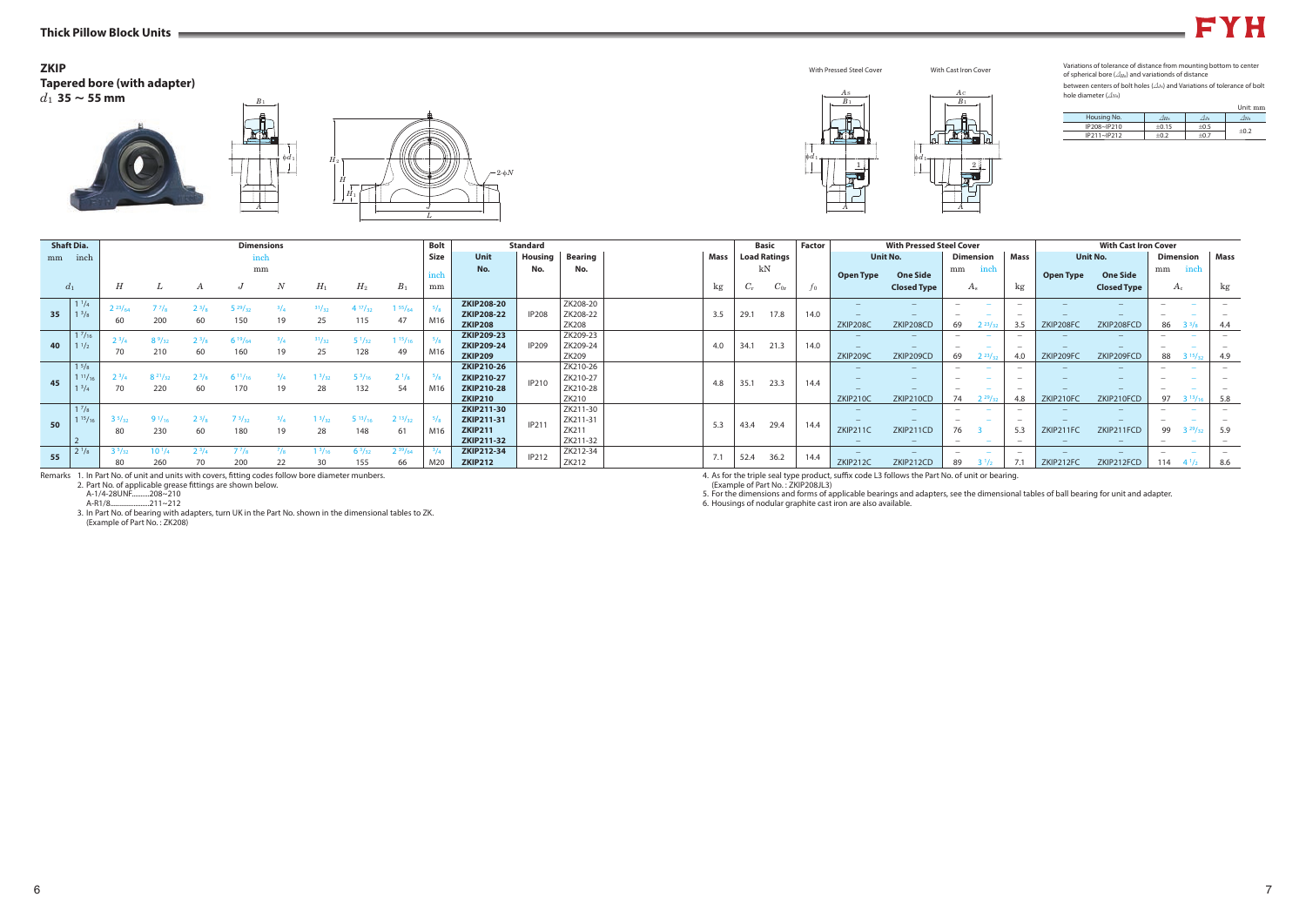## ZKIP

### Tapered bore (with adapter)

$d_1$ **35 ～ 55 mm**

With Pressed Steel Cover　　With Cast Iron Cover

Variations of tolerance of distance from mounting bottom to center of spherical bore ($\Delta_{Hs}$) and variationds of distance between centers of bolt holes ($\Delta_{Js}$) and Variations of tolerance of bolt hole diameter ($\Delta_{Ns}$)

Unit: mm

| Housing No. | $\Delta_{Hs}$ | $\Delta_{Js}$ | $\Delta_{Ns}$ |
|---|---|---|---|
| IP208~IP210 | ±0.15 | ±0.5 | ±0.2 |
| IP211~IP212 | ±0.2 | ±0.7 | |

| Shaft Dia. mm | Shaft Dia. inch | $H$ | $L$ | $A$ | $J$ | $N$ | $H_1$ | $H_2$ | $B_1$ | Bolt Size inch / mm | Standard Unit No. | Housing No. | Bearing No. | Mass kg | $C_r$ (kN) | $C_{0r}$ (kN) | Factor $f_0$ | Pressed Steel Cover Open Type | Pressed Steel Cover One Side Closed Type | $A_s$ mm | $A_s$ inch | Mass kg | Cast Iron Cover Open Type | Cast Iron Cover One Side Closed Type | $A_c$ mm | $A_c$ inch | Mass kg |
|---|---|---|---|---|---|---|---|---|---|---|---|---|---|---|---|---|---|---|---|---|---|---|---|---|---|---|---|
| 35 | 1 1/4 | 2 23/64 | 7 7/8 | 2 3/8 | 5 29/32 | 3/4 | 31/32 | 4 17/32 | 1 55/64 | 5/8 | ZKIP208-20 | IP208 | ZK208-20 | 3.5 | 29.1 | 17.8 | 14.0 | – | – | – | – | – | – | – | – | – | – |
| | 1 3/8 | 60 | 200 | 60 | 150 | 19 | 25 | 115 | 47 | M16 | ZKIP208-22 | | ZK208-22 | | | | | – | – | – | – | – | – | – | – | – | – |
| | | | | | | | | | | | ZKIP208 | | ZK208 | | | | | ZKIP208C | ZKIP208CD | 69 | 2 23/32 | 3.5 | ZKIP208FC | ZKIP208FCD | 86 | 3 3/8 | 4.4 |
| 40 | 1 7/16 | 2 3/4 | 8 9/32 | 2 3/8 | 6 19/64 | 3/4 | 31/32 | 5 1/32 | 1 15/16 | 5/8 | ZKIP209-23 | IP209 | ZK209-23 | 4.0 | 34.1 | 21.3 | 14.0 | – | – | – | – | – | – | – | – | – | – |
| | 1 1/2 | 70 | 210 | 60 | 160 | 19 | 25 | 128 | 49 | M16 | ZKIP209-24 | | ZK209-24 | | | | | – | – | – | – | – | – | – | – | – | – |
| | | | | | | | | | | | ZKIP209 | | ZK209 | | | | | ZKIP209C | ZKIP209CD | 69 | 2 23/32 | 4.0 | ZKIP209FC | ZKIP209FCD | 88 | 3 15/32 | 4.9 |
| 45 | 1 5/8 | 2 3/4 | 8 21/32 | 2 3/8 | 6 11/16 | 3/4 | 1 3/32 | 5 3/16 | 2 1/8 | 5/8 | ZKIP210-26 | IP210 | ZK210-26 | 4.8 | 35.1 | 23.3 | 14.4 | – | – | – | – | – | – | – | – | – | – |
| | 1 11/16 | 70 | 220 | 60 | 170 | 19 | 28 | 132 | 54 | M16 | ZKIP210-27 | | ZK210-27 | | | | | – | – | – | – | – | – | – | – | – | – |
| | 1 3/4 | | | | | | | | | | ZKIP210-28 | | ZK210-28 | | | | | – | – | – | – | – | – | – | – | – | – |
| | | | | | | | | | | | ZKIP210 | | ZK210 | | | | | ZKIP210C | ZKIP210CD | 74 | 2 29/32 | 4.8 | ZKIP210FC | ZKIP210FCD | 97 | 3 13/16 | 5.8 |
| 50 | 1 7/8 | 3 5/32 | 9 1/16 | 2 3/8 | 7 3/32 | 3/4 | 1 3/32 | 5 13/16 | 2 13/32 | 5/8 | ZKIP211-30 | IP211 | ZK211-30 | 5.3 | 43.4 | 29.4 | 14.4 | – | – | – | – | – | – | – | – | – | – |
| | 1 15/16 | 80 | 230 | 60 | 180 | 19 | 28 | 148 | 61 | M16 | ZKIP211-31 | | ZK211-31 | | | | | – | – | – | – | – | – | – | – | – | – |
| | | | | | | | | | | | ZKIP211 | | ZK211 | | | | | ZKIP211C | ZKIP211CD | 76 | 3 | 5.3 | ZKIP211FC | ZKIP211FCD | 99 | 3 29/32 | 5.9 |
| | 2 | | | | | | | | | | ZKIP211-32 | | ZK211-32 | | | | | – | – | – | – | – | – | – | – | – | – |
| 55 | 2 1/8 | 3 5/32 | 10 1/4 | 2 3/4 | 7 7/8 | 7/8 | 1 3/16 | 6 3/32 | 2 39/64 | 3/4 | ZKIP212-34 | IP212 | ZK212-34 | 7.1 | 52.4 | 36.2 | 14.4 | – | – | – | – | – | – | – | – | – | – |
| | | 80 | 260 | 70 | 200 | 22 | 30 | 155 | 66 | M20 | ZKIP212 | | ZK212 | | | | | ZKIP212C | ZKIP212CD | 89 | 3 1/2 | 7.1 | ZKIP212FC | ZKIP212FCD | 114 | 4 1/2 | 8.6 |

Remarks
1. In Part No. of unit and units with covers, fitting codes follow bore diameter munbers.
2. Part No. of applicable grease fittings are shown below.
 A-1/4-28UNF..........208~210
 A-R1/8......................211~212
3. In Part No. of bearing with adapters, turn UK in the Part No. shown in the dimensional tables to ZK.
 (Example of Part No. : ZK208)
4. As for the triple seal type product, suffix code L3 follows the Part No. of unit or bearing.
 (Example of Part No. : ZKIP208JL3)
5. For the dimensions and forms of applicable bearings and adapters, see the dimensional tables of ball bearing for unit and adapter.
6. Housings of nodular graphite cast iron are also available.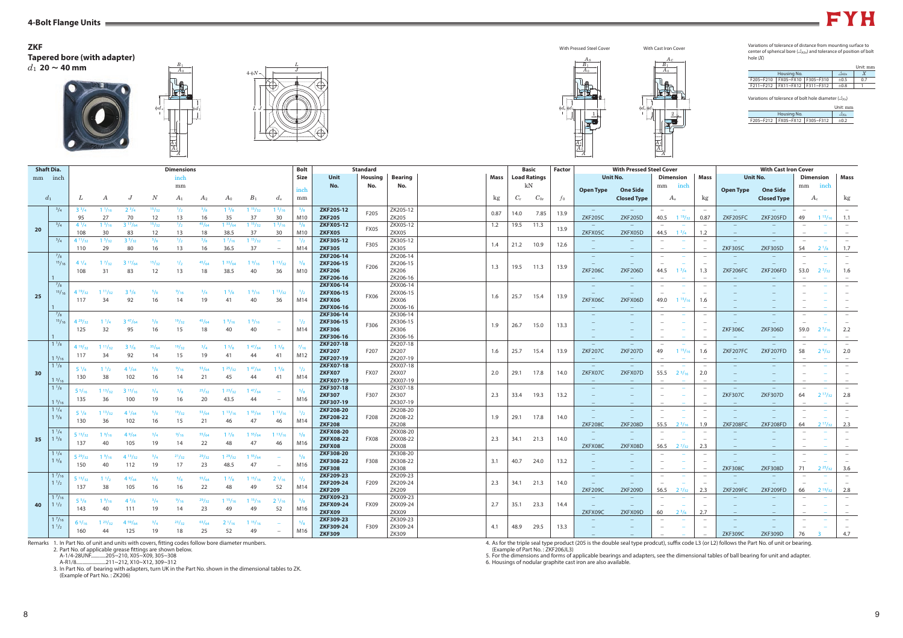## 4-Bolt Flange Units

### ZKF
### Tapered bore (with adapter)
$d_1$ **20 ~ 40 mm**

With Pressed Steel Cover | With Cast Iron Cover

Variations of tolerance of distance from mounting surface to center of spherical bore ($\Delta_{A2s}$) and tolerance of position of bolt hole ($X$)

Unit: mm

| Housing No. | | | $\Delta_{A2s}$ | $X$ |
|---|---|---|---|---|
| F205~F210 | FX05~FX10 | F305~F310 | ±0.5 | 0.7 |
| F211~F212 | FX11~FX12 | F311~F312 | ±0.8 | 1 |

Variations of tolerance of bolt hole diameter ($\Delta_{Ns}$)

Unit: mm

| Housing No. | | | $\Delta_{Ns}$ |
|---|---|---|---|
| F205~F212 | FX05~FX12 | F305~F312 | ±0.2 |

Dimensions: upper line inch, lower line mm. Bolt Size: upper line inch, lower line mm.

| Shaft Dia. $d_1$ mm | Shaft Dia. $d_1$ inch | $L$ | $A$ | $J$ | $N$ | $A_1$ | $A_2$ | $A_0$ | $B_1$ | $d_s$ | Bolt Size | Unit No. | Housing No. | Bearing No. | Mass kg | $C_r$ kN | $C_{0r}$ kN | $f_0$ | Pressed Steel Cover Unit No. Open Type | Pressed Steel Cover Unit No. One Side Closed Type | $A_e$ mm | $A_e$ inch | Mass kg | Cast Iron Cover Unit No. Open Type | Cast Iron Cover Unit No. One Side Closed Type | $A_c$ mm | $A_c$ inch | Mass kg |
|---|---|---|---|---|---|---|---|---|---|---|---|---|---|---|---|---|---|---|---|---|---|---|---|---|---|---|---|---|
| 20 | 3/4 | 3 3/4 | 1 1/16 | 2 3/4 | 15/32 | 1/2 | 5/8 | 1 3/8 | 1 15/32 | 1 3/16 | 5/8 | ZKF205-12 | F205 | ZK205-12 | 0.87 | 14.0 | 7.85 | 13.9 | – | – | – | – | – | – | – | – | – | – |
| | | 95 | 27 | 70 | 12 | 13 | 16 | 35 | 37 | 30 | M10 | ZKF205 | | ZK205 | | | | | ZKF205C | ZKF205D | 40.5 | 1 19/32 | 0.87 | ZKF205FC | ZKF205FD | 49 | 1 15/16 | 1.1 |
| | 3/4 | 4 1/4 | 1 3/16 | 3 17/64 | 15/32 | 1/2 | 45/64 | 1 33/64 | 1 15/32 | 1 3/16 | 5/8 | ZKFX05-12 | FX05 | ZKX05-12 | 1.2 | 19.5 | 11.3 | 13.9 | – | – | – | – | – | – | – | – | – | – |
| | | 108 | 30 | 83 | 12 | 13 | 18 | 38.5 | 37 | 30 | M10 | ZKFX05 | | ZKX05 | | | | | ZKFX05C | ZKFX05D | 44.5 | 1 3/4 | 1.2 | – | – | – | – | – |
| | 3/4 | 4 11/32 | 1 5/32 | 3 5/32 | 5/8 | 1/2 | 5/8 | 1 7/16 | 1 15/32 | – | 1/2 | ZKF305-12 | F305 | ZK305-12 | 1.4 | 21.2 | 10.9 | 12.6 | – | – | – | – | – | – | – | – | – | – |
| | | 110 | 29 | 80 | 16 | 13 | 16 | 36.5 | 37 | – | M14 | ZKF305 | | ZK305 | | | | | – | – | – | – | – | ZKF305C | ZKF305D | 54 | 2 1/8 | 1.7 |
| 25 | 7/8 | | | | | | | | | | | ZKF206-14 | F206 | ZK206-14 | 1.3 | 19.5 | 11.3 | 13.9 | – | – | – | – | – | – | – | – | – | – |
| | 15/16 | 4 1/4 | 1 7/32 | 3 17/64 | 15/32 | 1/2 | 45/64 | 1 33/64 | 1 9/16 | 1 13/32 | 5/8 | ZKF206-15 | | ZK206-15 | | | | | – | – | – | – | – | – | – | – | – | – |
| | | 108 | 31 | 83 | 12 | 13 | 18 | 38.5 | 40 | 36 | M10 | ZKF206 | | ZK206 | | | | | ZKF206C | ZKF206D | 44.5 | 1 3/4 | 1.3 | ZKF206FC | ZKF206FD | 53.0 | 2 3/32 | 1.6 |
| | 1 | | | | | | | | | | | ZKF206-16 | | ZK206-16 | | | | | – | – | – | – | – | – | – | – | – | – |
| | 7/8 | | | | | | | | | | | ZKFX06-14 | FX06 | ZKX06-14 | 1.6 | 25.7 | 15.4 | 13.9 | – | – | – | – | – | – | – | – | – | – |
| | 15/16 | 4 19/32 | 1 11/32 | 3 5/8 | 5/8 | 9/16 | 3/4 | 1 5/8 | 1 9/16 | 1 13/32 | 1/2 | ZKFX06-15 | | ZKX06-15 | | | | | – | – | – | – | – | – | – | – | – | – |
| | | 117 | 34 | 92 | 16 | 14 | 19 | 41 | 40 | 36 | M14 | ZKFX06 | | ZKX06 | | | | | ZKFX06C | ZKFX06D | 49.0 | 1 15/16 | 1.6 | – | – | – | – | – |
| | 1 | | | | | | | | | | | ZKFX06-16 | | ZKX06-16 | | | | | – | – | – | – | – | – | – | – | – | – |
| | 7/8 | | | | | | | | | | | ZKF306-14 | F306 | ZK306-14 | 1.9 | 26.7 | 15.0 | 13.3 | – | – | – | – | – | – | – | – | – | – |
| | 15/16 | 4 29/32 | 1 1/4 | 3 47/64 | 5/8 | 19/32 | 45/64 | 1 9/16 | 1 9/16 | – | 1/2 | ZKF306-15 | | ZK306-15 | | | | | – | – | – | – | – | – | – | – | – | – |
| | | 125 | 32 | 95 | 16 | 15 | 18 | 40 | 40 | – | M14 | ZKF306 | | ZK306 | | | | | – | – | – | – | – | ZKF306C | ZKF306D | 59.0 | 2 5/16 | 2.2 |
| | 1 | | | | | | | | | | | ZKF306-16 | | ZK306-16 | | | | | – | – | – | – | – | – | – | – | – | – |
| 30 | 1 1/8 | 4 19/32 | 1 11/32 | 3 5/8 | 31/64 | 19/32 | 3/4 | 1 5/8 | 1 47/64 | 1 5/8 | 7/16 | ZKF207-18 | F207 | ZK207-18 | 1.6 | 25.7 | 15.4 | 13.9 | – | – | – | – | – | – | – | – | – | – |
| | | 117 | 34 | 92 | 14 | 15 | 19 | 41 | 44 | 41 | M12 | ZKF207 | | ZK207 | | | | | ZKF207C | ZKF207D | 49 | 1 15/16 | 1.6 | ZKF207FC | ZKF207FD | 58 | 2 9/32 | 2.0 |
| | 1 3/16 | | | | | | | | | | | ZKF207-19 | | ZK207-19 | | | | | – | – | – | – | – | – | – | – | – | – |
| | 1 1/8 | 5 1/8 | 1 1/2 | 4 1/64 | 5/8 | 9/16 | 53/64 | 1 25/32 | 1 47/64 | 1 5/8 | 1/2 | ZKFX07-18 | FX07 | ZKX07-18 | 2.0 | 29.1 | 17.8 | 14.0 | – | – | – | – | – | – | – | – | – | – |
| | | 130 | 38 | 102 | 16 | 14 | 21 | 45 | 44 | 41 | M14 | ZKFX07 | | ZKX07 | | | | | ZKFX07C | ZKFX07D | 55.5 | 2 3/16 | 2.0 | – | – | – | – | – |
| | 1 3/16 | | | | | | | | | | | ZKFX07-19 | | ZKX07-19 | | | | | – | – | – | – | – | – | – | – | – | – |
| | 1 1/8 | 5 5/16 | 1 13/32 | 3 15/16 | 3/4 | 5/8 | 25/32 | 1 23/32 | 1 47/64 | – | 5/8 | ZKF307-18 | F307 | ZK307-18 | 2.3 | 33.4 | 19.3 | 13.2 | – | – | – | – | – | – | – | – | – | – |
| | | 135 | 36 | 100 | 19 | 16 | 20 | 43.5 | 44 | – | M16 | ZKF307 | | ZK307 | | | | | – | – | – | – | – | ZKF307C | ZKF307D | 64 | 2 17/32 | 2.8 |
| | 1 3/16 | | | | | | | | | | | ZKF307-19 | | ZK307-19 | | | | | – | – | – | – | – | – | – | – | – | – |
| 35 | 1 1/4 | 5 1/8 | 1 13/32 | 4 1/64 | 5/8 | 19/32 | 53/64 | 1 13/16 | 1 55/64 | 1 13/16 | 1/2 | ZKF208-20 | F208 | ZK208-20 | 1.9 | 29.1 | 17.8 | 14.0 | – | – | – | – | – | – | – | – | – | – |
| | 1 3/8 | 130 | 36 | 102 | 16 | 15 | 21 | 46 | 47 | 46 | M14 | ZKF208-22 | | ZK208-22 | | | | | – | – | – | – | – | – | – | – | – | – |
| | | | | | | | | | | | | ZKF208 | | ZK208 | | | | | ZKF208C | ZKF208D | 55.5 | 2 3/16 | 1.9 | ZKF208FC | ZKF208FD | 64 | 2 17/32 | 2.3 |
| | 1 1/4 | 5 13/32 | 1 9/16 | 4 9/64 | 3/4 | 9/16 | 55/64 | 1 7/8 | 1 55/64 | 1 13/16 | 5/8 | ZKFX08-20 | FX08 | ZKX08-20 | 2.3 | 34.1 | 21.3 | 14.0 | – | – | – | – | – | – | – | – | – | – |
| | 1 3/8 | 137 | 40 | 105 | 19 | 14 | 22 | 48 | 47 | 46 | M16 | ZKFX08-22 | | ZKX08-22 | | | | | – | – | – | – | – | – | – | – | – | – |
| | | | | | | | | | | | | ZKFX08 | | ZKX08 | | | | | ZKFX08C | ZKFX08D | 56.5 | 2 7/32 | 2.3 | – | – | – | – | – |
| | 1 1/4 | 5 29/32 | 1 9/16 | 4 13/32 | 3/4 | 21/32 | 29/32 | 1 29/32 | 1 55/64 | – | 5/8 | ZKF308-20 | F308 | ZK308-20 | 3.1 | 40.7 | 24.0 | 13.2 | – | – | – | – | – | – | – | – | – | – |
| | 1 3/8 | 150 | 40 | 112 | 19 | 17 | 23 | 48.5 | 47 | – | M16 | ZKF308-22 | | ZK308-22 | | | | | – | – | – | – | – | – | – | – | – | – |
| | | | | | | | | | | | | ZKF308 | | ZK308 | | | | | – | – | – | – | – | ZKF308C | ZKF308D | 71 | 2 25/32 | 3.6 |
| 40 | 1 7/16 | 5 13/32 | 1 1/2 | 4 9/64 | 5/8 | 5/8 | 55/64 | 1 7/8 | 1 59/64 | 2 1/16 | 1/2 | ZKF209-23 | F209 | ZK209-23 | 2.3 | 34.1 | 21.3 | 14.0 | – | – | – | – | – | – | – | – | – | – |
| | 1 1/2 | 137 | 38 | 105 | 16 | 16 | 22 | 48 | 49 | 52 | M14 | ZKF209-24 | | ZK209-24 | | | | | – | – | – | – | – | – | – | – | – | – |
| | | | | | | | | | | | | ZKF209 | | ZK209 | | | | | ZKF209C | ZKF209D | 56.5 | 2 7/32 | 2.3 | ZKF209FC | ZKF209FD | 66 | 2 19/32 | 2.8 |
| | 1 7/16 | 5 5/8 | 1 9/16 | 4 3/8 | 3/4 | 9/16 | 29/32 | 1 15/16 | 1 15/16 | 2 1/16 | 5/8 | ZKFX09-23 | FX09 | ZKX09-23 | 2.7 | 35.1 | 23.3 | 14.4 | – | – | – | – | – | – | – | – | – | – |
| | 1 1/2 | 143 | 40 | 111 | 19 | 14 | 23 | 49 | 49 | 52 | M16 | ZKFX09-24 | | ZKX09-24 | | | | | – | – | – | – | – | – | – | – | – | – |
| | | | | | | | | | | | | ZKFX09 | | ZKX09 | | | | | ZKFX09C | ZKFX09D | 60 | 2 3/8 | 2.7 | – | – | – | – | – |
| | 1 7/16 | 6 5/16 | 1 23/32 | 4 59/64 | 3/4 | 23/32 | 63/64 | 2 1/16 | 1 15/16 | – | 5/8 | ZKF309-23 | F309 | ZK309-23 | 4.1 | 48.9 | 29.5 | 13.3 | – | – | – | – | – | – | – | – | – | – |
| | 1 1/2 | 160 | 44 | 125 | 19 | 18 | 25 | 52 | 49 | – | M16 | ZKF309-24 | | ZK309-24 | | | | | – | – | – | – | – | – | – | – | – | – |
| | | | | | | | | | | | | ZKF309 | | ZK309 | | | | | – | – | – | – | – | ZKF309C | ZKF309D | 76 | 3 | 4.7 |

Remarks
1. In Part No. of unit and units with covers, fitting codes follow bore diameter munbers.
2. Part No. of applicable grease fittings are shown below.
   A-1/4-28UNF............205~210, X05~X09, 305~308
   A-R1/8.......................211~212, X10~X12, 309~312
3. In Part No. of bearing with adapters, turn UK in the Part No. shown in the dimensional tables to ZK. (Example of Part No. : ZK206)
4. As for the triple seal type product (205 is the double seal type prodcut), suffix code L3 (or L2) follows the Part No. of unit or bearing. (Example of Part No. : ZKF206JL3)
5. For the dimensions and forms of applicable bearings and adapters, see the dimensional tables of ball bearing for unit and adapter.
6. Housings of nodular graphite cast iron are also available.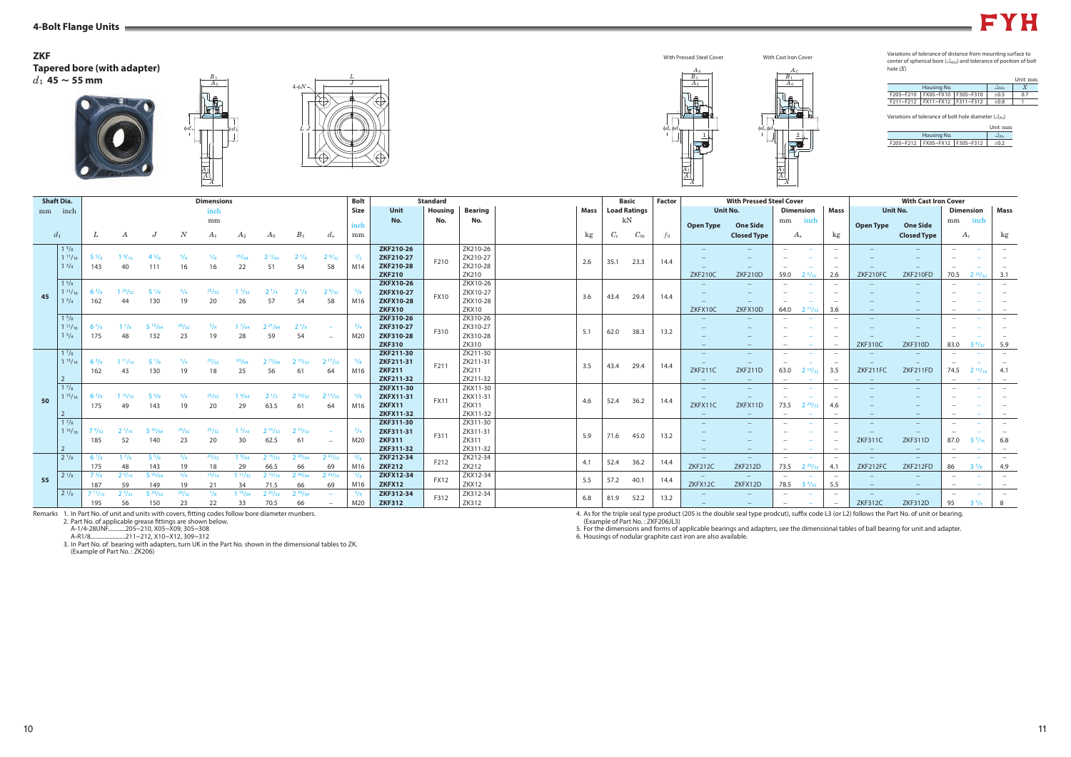## 4-Bolt Flange Units

### ZKF
### Tapered bore (with adapter)
$d_1$ 45 ~ 55 mm

With Pressed Steel Cover / With Cast Iron Cover

Variations of tolerance of distance from mounting surface to center of spherical bore ($\Delta_{A2s}$) and tolerance of position of bolt hole ($X$)

Unit: mm

| Housing No. | | | $\Delta_{A2s}$ | $X$ |
|---|---|---|---|---|
| F205~F210 | FX05~FX10 | F305~F310 | ±0.5 | 0.7 |
| F211~F212 | FX11~FX12 | F311~F312 | ±0.8 | 1 |

Variations of tolerance of bolt hole diameter ($\Delta_{Ns}$)

Unit: mm

| Housing No. | | | $\Delta_{Ns}$ |
|---|---|---|---|
| F205~F212 | FX05~FX12 | F305~F312 | ±0.2 |

| Shaft Dia. mm | Shaft Dia. inch $d_1$ | $L$ | $A$ | $J$ | $N$ | $A_1$ | $A_2$ | $A_0$ | $B_1$ | $d_a$ | Bolt Size inch / mm | Standard Unit No. | Housing No. | Bearing No. | Mass kg | $C_r$ (kN) | $C_{0r}$ (kN) | Factor $f_0$ | Pressed Steel Cover Open Type | Pressed Steel Cover One Side Closed Type | $A_s$ mm | $A_s$ inch | Mass kg | Cast Iron Cover Open Type | Cast Iron Cover One Side Closed Type | $A_c$ mm | $A_c$ inch | Mass kg |
|---|---|---|---|---|---|---|---|---|---|---|---|---|---|---|---|---|---|---|---|---|---|---|---|---|---|---|---|---|
| 45 | 1 5/8 / 1 11/16 / 1 3/4 / – | 5 5/8 / 143 | 1 9/16 / 40 | 4 3/8 / 111 | 5/8 / 16 | 5/8 / 16 | 55/64 / 22 | 2 1/64 / 51 | 2 1/8 / 54 | 2 9/32 / 58 | 1/2 / M14 | ZKF210-26 / ZKF210-27 / ZKF210-28 / ZKF210 | F210 | ZK210-26 / ZK210-27 / ZK210-28 / ZK210 | 2.6 | 35.1 | 23.3 | 14.4 | – / – / – / ZKF210C | – / – / – / ZKF210D | 59.0 | 2 5/16 | 2.6 | – / – / – / ZKF210FC | – / – / – / ZKF210FD | 70.5 | 2 25/32 | 3.1 |
| | 1 5/8 / 1 11/16 / 1 3/4 / – | 6 3/8 / 162 | 1 23/32 / 44 | 5 1/8 / 130 | 3/4 / 19 | 25/32 / 20 | 1 1/32 / 26 | 2 1/4 / 57 | 2 1/8 / 54 | 2 9/32 / 58 | 5/8 / M16 | ZKFX10-26 / ZKFX10-27 / ZKFX10-28 / ZKFX10 | FX10 | ZKX10-26 / ZKX10-27 / ZKX10-28 / ZKX10 | 3.6 | 43.4 | 29.4 | 14.4 | – / – / – / ZKFX10C | – / – / – / ZKFX10D | 64.0 | 2 17/32 | 3.6 | – | – | – | – | – |
| | 1 5/8 / 1 11/16 / 1 3/4 / – | 6 7/8 / 175 | 1 7/8 / 48 | 5 13/64 / 132 | 29/32 / 23 | 3/4 / 19 | 1 7/64 / 28 | 2 21/64 / 59 | 2 1/8 / 54 | – | 3/4 / M20 | ZKF310-26 / ZKF310-27 / ZKF310-28 / ZKF310 | F310 | ZK310-26 / ZK310-27 / ZK310-28 / ZK310 | 5.1 | 62.0 | 38.3 | 13.2 | – | – | – | – | – | – / – / – / ZKF310C | – / – / – / ZKF310D | 83.0 | 3 9/32 | 5.9 |
| 50 | 1 7/8 / 1 15/16 / – / 2 | 6 3/8 / 162 | 1 11/16 / 43 | 5 1/8 / 130 | 3/4 / 19 | 23/32 / 18 | 63/64 / 25 | 2 13/64 / 56 | 2 13/32 / 61 | 2 17/32 / 64 | 5/8 / M16 | ZKF211-30 / ZKF211-31 / ZKF211 / ZKF211-32 | F211 | ZK211-30 / ZK211-31 / ZK211 / ZK211-32 | 3.5 | 43.4 | 29.4 | 14.4 | – / – / ZKF211C / – | – / – / ZKF211D / – | 63.0 | 2 15/32 | 3.5 | – / – / ZKF211FC / – | – / – / ZKF211FD / – | 74.5 | 2 15/16 | 4.1 |
| | 1 7/8 / 1 15/16 / – / 2 | 6 7/8 / 175 | 1 15/16 / 49 | 5 5/8 / 143 | 3/4 / 19 | 25/32 / 20 | 1 9/64 / 29 | 2 1/2 / 63.5 | 2 13/32 / 61 | 2 17/32 / 64 | 5/8 / M16 | ZKFX11-30 / ZKFX11-31 / ZKFX11 / ZKFX11-32 | FX11 | ZKX11-30 / ZKX11-31 / ZKX11 / ZKX11-32 | 4.6 | 52.4 | 36.2 | 14.4 | – / – / ZKFX11C / – | – / – / ZKFX11D / – | 73.5 | 2 29/32 | 4.6 | – | – | – | – | – |
| | 1 7/8 / 1 15/16 / – / 2 | 7 9/32 / 185 | 2 1/16 / 52 | 5 33/64 / 140 | 29/32 / 23 | 25/32 / 20 | 1 3/16 / 30 | 2 15/32 / 62.5 | 2 13/32 / 61 | – | 3/4 / M20 | ZKF311-30 / ZKF311-31 / ZKF311 / ZKF311-32 | F311 | ZK311-30 / ZK311-31 / ZK311 / ZK311-32 | 5.9 | 71.6 | 45.0 | 13.2 | – | – | – | – | – | – / – / ZKF311C / – | – / – / ZKF311D / – | 87.0 | 3 7/16 | 6.8 |
| 55 | 2 1/8 / – | 6 7/8 / 175 | 1 7/8 / 48 | 5 5/8 / 143 | 3/4 / 19 | 23/32 / 18 | 1 9/64 / 29 | 2 5/8 / 66.5 | 2 19/32 / 66 | 2 23/32 / 69 | 5/8 / M16 | ZKF212-34 / ZKF212 | F212 | ZK212-34 / ZK212 | 4.1 | 52.4 | 36.2 | 14.4 | – / ZKF212C | – / ZKF212D | 73.5 | 2 29/32 | 4.1 | – / ZKF212FC | – / ZKF212FD | 86 | 3 3/8 | 4.9 |
| | 2 1/8 / – | 7 3/8 / 187 | 2 5/16 / 59 | 5 55/64 / 149 | 3/4 / 19 | 13/16 / 21 | 1 11/32 / 34 | 2 13/16 / 71.5 | 2 19/32 / 66 | 2 23/32 / 69 | 5/8 / M16 | ZKFX12-34 / ZKFX12 | FX12 | ZKX12-34 / ZKX12 | 5.5 | 57.2 | 40.1 | 14.4 | – / ZKFX12C | – / ZKFX12D | 78.5 | 3 3/32 | 5.5 | – | – | – | – | – |
| | 2 1/8 / – | 7 11/16 / 195 | 2 7/32 / 56 | 5 29/32 / 150 | 29/32 / 23 | 7/8 / 22 | 1 19/64 / 33 | 2 25/32 / 70.5 | 2 19/32 / 66 | – | 3/4 / M20 | ZKF312-34 / ZKF312 | F312 | ZK312-34 / ZK312 | 6.8 | 81.9 | 52.2 | 13.2 | – | – | – | – | – | – / ZKF312C | – / ZKF312D | 95 | 3 3/4 | 8 |

Remarks
1. In Part No. of unit and units with covers, fitting codes follow bore diameter numbers.
2. Part No. of applicable grease fittings are shown below.
   A-1/4-28UNF............205~210, X05~X09, 305~308
   A-R1/8........................211~212, X10~X12, 309~312
3. In Part No. of bearing with adapters, turn UK in the Part No. shown in the dimensional tables to ZK.
   (Example of Part No. : ZK206)
4. As for the triple seal type product (205 is the double seal type prodcut), suffix code L3 (or L2) follows the Part No. of unit or bearing.
   (Example of Part No. : ZKF206JL3)
5. For the dimensions and forms of applicable bearings and adapters, see the dimensional tables of ball bearing for unit and adapter.
6. Housings of nodular graphite cast iron are also available.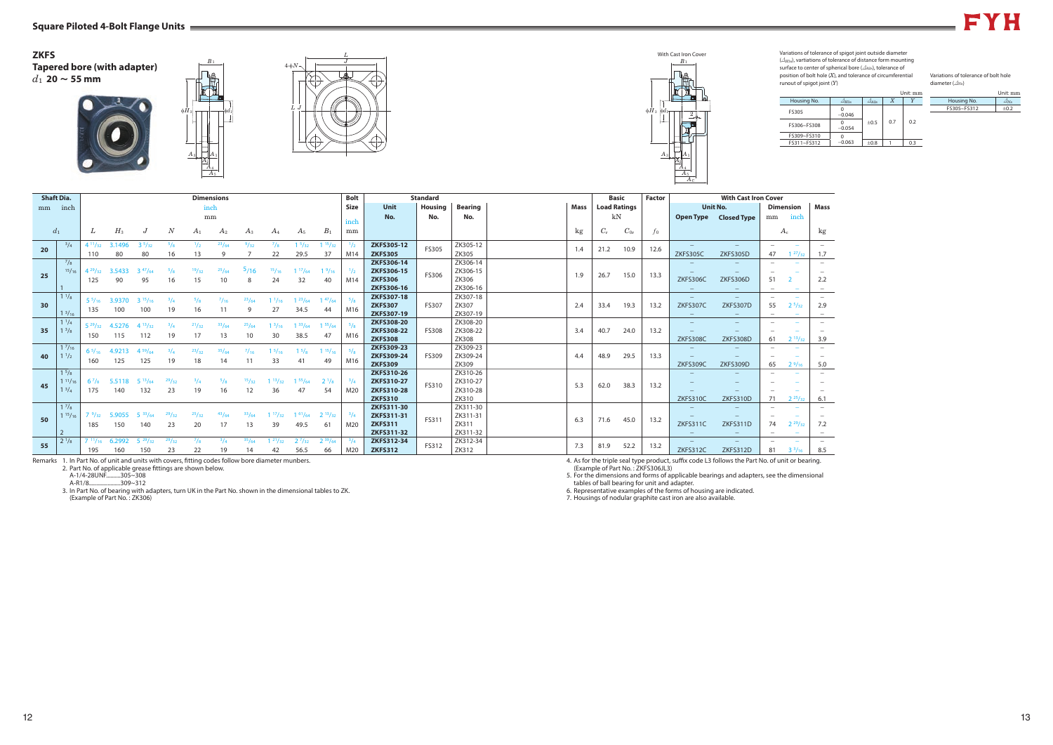## Square Piloted 4-Bolt Flange Units

### ZKFS
**Tapered bore (with adapter)**
$d_1$ **20 ~ 55 mm**

With Cast Iron Cover

Variations of tolerance of spigot joint outside diameter ($\Delta_{H3s}$), vartiations of tolerance of distance form mounting surface to center of spherical bore ($\Delta_{A2s}$), tolerance of position of bolt hole ($X$), and tolerance of circumferential runout of spigot joint ($Y$)

Unit: mm

| Housing No. | $\Delta_{H3s}$ | $\Delta_{A2s}$ | $X$ | $Y$ |
|---|---|---|---|---|
| FS305 | 0 / −0.046 | ±0.5 | 0.7 | 0.2 |
| FS306~FS308 | 0 / −0.054 | | | |
| FS309~FS310 | 0 / −0.063 | ±0.8 | 1 | 0.3 |
| FS311~FS312 | | | | |

Variations of tolerance of bolt hole diameter ($\Delta_{Ns}$)

Unit: mm

| Housing No. | $\Delta_{Ns}$ |
|---|---|
| FS305~FS312 | ±0.2 |

| Shaft Dia. $d_1$ mm | Shaft Dia. $d_1$ inch | $L$ | $H_3$ | $J$ | $N$ | $A_1$ | $A_2$ | $A_3$ | $A_4$ | $A_5$ | $B_1$ | Bolt Size inch / mm | Standard Unit No. | Housing No. | Bearing No. | Mass kg | $C_r$ kN | $C_{0r}$ kN | Factor $f_0$ | With Cast Iron Cover Open Type | Closed Type | $A_c$ mm | $A_c$ inch | Mass kg |
|---|---|---|---|---|---|---|---|---|---|---|---|---|---|---|---|---|---|---|---|---|---|---|---|---|
| 20 | 3/4 | 4 11/32 / 110 | 3.1496 / 80 | 3 5/32 / 80 | 5/8 / 16 | 1/2 / 13 | 23/64 / 9 | 9/32 / 7 | 7/8 / 22 | 1 5/32 / 29.5 | 1 15/32 / 37 | 1/2 / M14 | ZKFS305-12 | FS305 | ZK305-12 | 1.4 | 21.2 | 10.9 | 12.6 | – | – | – | – | – |
| | | | | | | | | | | | | | ZKFS305 | | ZK305 | | | | | ZKFS305C | ZKFS305D | 47 | 1 27/32 | 1.7 |
| 25 | 7/8 | 4 29/32 / 125 | 3.5433 / 90 | 3 47/64 / 95 | 5/8 / 16 | 19/32 / 15 | 25/64 / 10 | 5/16 / 8 | 15/16 / 24 | 1 17/64 / 32 | 1 9/16 / 40 | 1/2 / M14 | ZKFS306-14 | FS306 | ZK306-14 | 1.9 | 26.7 | 15.0 | 13.3 | – | – | – | – | – |
| | 15/16 | | | | | | | | | | | | ZKFS306-15 | | ZK306-15 | | | | | – | – | – | – | – |
| | | | | | | | | | | | | | ZKFS306 | | ZK306 | | | | | ZKFS306C | ZKFS306D | 51 | 2 | 2.2 |
| | 1 | | | | | | | | | | | | ZKFS306-16 | | ZK306-16 | | | | | – | – | – | – | – |
| 30 | 1 1/8 | 5 5/16 / 135 | 3.9370 / 100 | 3 15/16 / 100 | 3/4 / 19 | 5/8 / 16 | 7/16 / 11 | 23/64 / 9 | 1 1/16 / 27 | 1 23/64 / 34.5 | 1 47/64 / 44 | 5/8 / M16 | ZKFS307-18 | FS307 | ZK307-18 | 2.4 | 33.4 | 19.3 | 13.2 | – | – | – | – | – |
| | | | | | | | | | | | | | ZKFS307 | | ZK307 | | | | | ZKFS307C | ZKFS307D | 55 | 2 5/32 | 2.9 |
| | 1 3/16 | | | | | | | | | | | | ZKFS307-19 | | ZK307-19 | | | | | – | – | – | – | – |
| 35 | 1 1/4 | 5 29/32 / 150 | 4.5276 / 115 | 4 13/32 / 112 | 3/4 / 19 | 21/32 / 17 | 33/64 / 13 | 25/64 / 10 | 1 3/16 / 30 | 1 33/64 / 38.5 | 1 55/64 / 47 | 5/8 / M16 | ZKFS308-20 | FS308 | ZK308-20 | 3.4 | 40.7 | 24.0 | 13.2 | – | – | – | – | – |
| | 1 3/8 | | | | | | | | | | | | ZKFS308-22 | | ZK308-22 | | | | | – | – | – | – | – |
| | | | | | | | | | | | | | ZKFS308 | | ZK308 | | | | | ZKFS308C | ZKFS308D | 61 | 2 13/32 | 3.9 |
| 40 | 1 7/16 | 6 5/16 / 160 | 4.9213 / 125 | 4 59/64 / 125 | 3/4 / 19 | 23/32 / 18 | 35/64 / 14 | 7/16 / 11 | 1 5/16 / 33 | 1 5/8 / 41 | 1 15/16 / 49 | 5/8 / M16 | ZKFS309-23 | FS309 | ZK309-23 | 4.4 | 48.9 | 29.5 | 13.3 | – | – | – | – | – |
| | 1 1/2 | | | | | | | | | | | | ZKFS309-24 | | ZK309-24 | | | | | – | – | – | – | – |
| | | | | | | | | | | | | | ZKFS309 | | ZK309 | | | | | ZKFS309C | ZKFS309D | 65 | 2 9/16 | 5.0 |
| 45 | 1 5/8 | 6 7/8 / 175 | 5.5118 / 140 | 5 13/64 / 132 | 29/32 / 23 | 3/4 / 19 | 5/8 / 16 | 15/32 / 12 | 1 13/32 / 36 | 1 55/64 / 47 | 2 1/8 / 54 | 3/4 / M20 | ZKFS310-26 | FS310 | ZK310-26 | 5.3 | 62.0 | 38.3 | 13.2 | – | – | – | – | – |
| | 1 11/16 | | | | | | | | | | | | ZKFS310-27 | | ZK310-27 | | | | | – | – | – | – | – |
| | 1 3/4 | | | | | | | | | | | | ZKFS310-28 | | ZK310-28 | | | | | – | – | – | – | – |
| | | | | | | | | | | | | | ZKFS310 | | ZK310 | | | | | ZKFS310C | ZKFS310D | 71 | 2 25/32 | 6.1 |
| 50 | 1 7/8 | 7 9/32 / 185 | 5.9055 / 150 | 5 33/64 / 140 | 29/32 / 23 | 25/32 / 20 | 43/64 / 17 | 33/64 / 13 | 1 17/32 / 39 | 1 61/64 / 49.5 | 2 13/32 / 61 | 3/4 / M20 | ZKFS311-30 | FS311 | ZK311-30 | 6.3 | 71.6 | 45.0 | 13.2 | – | – | – | – | – |
| | 1 15/16 | | | | | | | | | | | | ZKFS311-31 | | ZK311-31 | | | | | – | – | – | – | – |
| | | | | | | | | | | | | | ZKFS311 | | ZK311 | | | | | ZKFS311C | ZKFS311D | 74 | 2 29/32 | 7.2 |
| | 2 | | | | | | | | | | | | ZKFS311-32 | | ZK311-32 | | | | | – | – | – | – | – |
| 55 | 2 1/8 | 7 11/16 / 195 | 6.2992 / 160 | 5 29/32 / 150 | 29/32 / 23 | 7/8 / 22 | 3/4 / 19 | 35/64 / 14 | 1 21/32 / 42 | 2 7/32 / 56.5 | 2 39/64 / 66 | 3/4 / M20 | ZKFS312-34 | FS312 | ZK312-34 | 7.3 | 81.9 | 52.2 | 13.2 | – | – | – | – | – |
| | | | | | | | | | | | | | ZKFS312 | | ZK312 | | | | | ZKFS312C | ZKFS312D | 81 | 3 3/16 | 8.5 |

Remarks
1. In Part No. of unit and units with covers, fitting codes follow bore diameter munbers.
2. Part No. of applicable grease fittings are shown below.
   A-1/4-28UNF..........305~308
   A-R1/8......................309~312
3. In Part No. of bearing with adapters, turn UK in the Part No. shown in the dimensional tables to ZK.
   (Example of Part No. : ZK306)
4. As for the triple seal type product, suffix code L3 follows the Part No. of unit or bearing.
   (Example of Part No. : ZKFS306JL3)
5. For the dimensions and forms of applicable bearings and adapters, see the dimensional tables of ball bearing for unit and adapter.
6. Representative examples of the forms of housing are indicated.
7. Housings of nodular graphite cast iron are also available.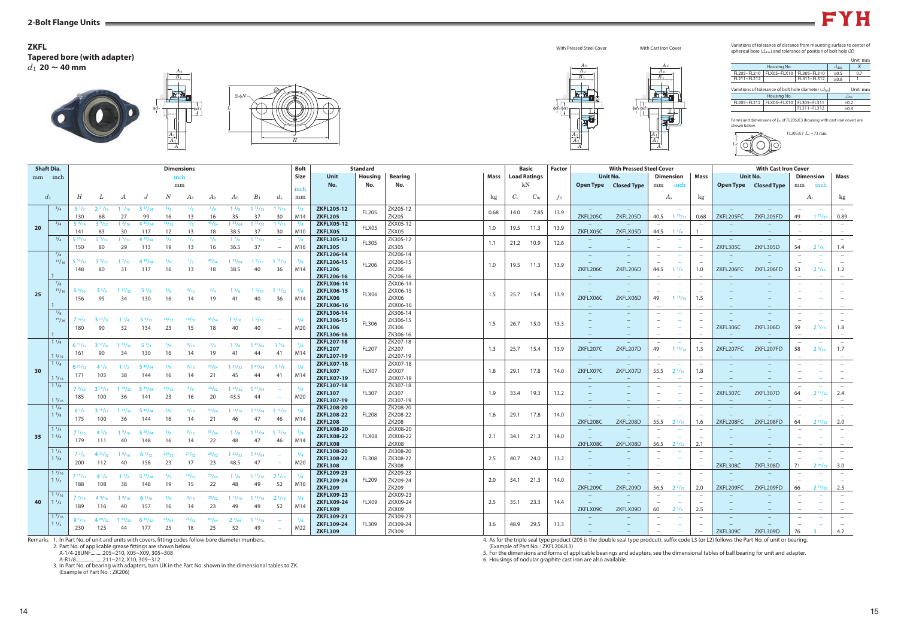## ZKFL

### Tapered bore (with adapter)

$d_1$ **20 ~ 40 mm**

With Pressed Steel Cover　　With Cast Iron Cover

Variations of tolerance of distance from mounting surface to center of spherical bore ($\Delta_{A2s}$) and tolerance of position of bolt hole ($X$)

Unit: mm

| Housing No. | | | $\Delta_{A2s}$ | $X$ |
|---|---|---|---|---|
| FL205~FL210 | FLX05~FLX10 | FL305~FL310 | ±0.5 | 0.7 |
| FL211~FL212 | | FL311~FL312 | ±0.8 | 1 |

Variations of tolerance of bolt hole diameter ($\Delta_{Ns}$)　Unit: mm

| Housing No. | | | $\Delta_{Ns}$ |
|---|---|---|---|
| FL205~FL212 | FLX05~FLX10 | FL305~FL311 | ±0.2 |
| | | FL311~FL312 | ±0.3 |

Forms and dimensions of $L_c$ of FL205JE3 (housing with cast iron cover) are shown below.

FL205JE3 $L_c$ = 73 mm

| Shaft Dia. $d_1$ mm | Shaft Dia. $d_1$ inch | $H$ | $L$ | $A$ | $J$ | $N$ | $A_1$ | $A_2$ | $A_0$ | $B_1$ | $d_s$ | Bolt Size inch / mm | Unit No. | Housing No. | Bearing No. | Mass kg | $C_r$ kN | $C_{0r}$ kN | Factor $f_0$ | Pressed Steel Open Type | Pressed Steel Closed Type | $A_s$ mm | $A_s$ inch | Mass kg | Cast Iron Open Type | Cast Iron Closed Type | $A_c$ mm | $A_c$ inch | Mass kg |
|---|---|---|---|---|---|---|---|---|---|---|---|---|---|---|---|---|---|---|---|---|---|---|---|---|---|---|---|---|---|
| 20 | 3/4 | 5 1/8 / 130 | 2 11/16 / 68 | 1 1/16 / 27 | 3 57/64 / 99 | 5/8 / 16 | 1/2 / 13 | 5/8 / 16 | 1 3/8 / 35 | 1 15/32 / 37 | 1 3/16 / 30 | 1/2 / M14 | ZKFL205-12 / ZKFL205 | FL205 | ZK205-12 / ZK205 | 0.68 | 14.0 | 7.85 | 13.9 | – / ZKFL205C | – / ZKFL205D | – / 40.5 | – / 1 19/32 | – / 0.68 | – / ZKFL205FC | – / ZKFL205FD | – / 49 | – / 1 15/16 | – / 0.89 |
| | 3/4 | 5 9/16 / 141 | 3 9/32 / 83 | 1 3/16 / 30 | 4 39/64 / 117 | 15/32 / 12 | 1/2 / 13 | 45/64 / 18 | 1 33/64 / 38.5 | 1 15/32 / 37 | 1 3/16 / 30 | 3/8 / M10 | ZKFLX05-12 / ZKFLX05 | FLX05 | ZKX05-12 / ZKX05 | 1.0 | 19.5 | 11.3 | 13.9 | – / ZKFLX05C | – / ZKFLX05D | – / 44.5 | – / 1 3/4 | – / 1 | – / – | – / – | – / – | – / – | – / – |
| | 3/4 | 5 29/32 / 150 | 3 5/32 / 80 | 1 5/32 / 29 | 4 29/64 / 113 | 3/4 / 19 | 1/2 / 13 | 5/8 / 16 | 1 7/16 / 36.5 | 1 15/32 / 37 | – | 5/8 / M16 | ZKFL305-12 / ZKFL305 | FL305 | ZK305-12 / ZK305 | 1.1 | 21.2 | 10.9 | 12.6 | – / – | – / – | – / – | – / – | – / – | – / ZKFL305C | – / ZKFL305D | – / 54 | – / 2 1/8 | – / 1.4 |
| 25 | 7/8, 15/16, 1 | 5 13/16 / 148 | 3 5/32 / 80 | 1 7/32 / 31 | 4 39/64 / 117 | 5/8 / 16 | 1/2 / 13 | 45/64 / 18 | 1 33/64 / 38.5 | 1 9/16 / 40 | 1 13/32 / 36 | 5/8 / M14 | ZKFL206-14 / ZKFL206-15 / ZKFL206 / ZKFL206-16 | FL206 | ZK206-14 / ZK206-15 / ZK206 / ZK206-16 | 1.0 | 19.5 | 11.3 | 13.9 | – / – / ZKFL206C / – | – / – / ZKFL206D / – | – / – / 44.5 / – | – / – / 1 3/4 / – | – / – / 1.0 / – | – / – / ZKFL206FC / – | – / – / ZKFL206FD / – | – / – / 53 / – | – / – / 2 3/32 / – | – / – / 1.2 / – |
| | 7/8, 15/16, 1 | 6 9/32 / 156 | 3 3/4 / 95 | 1 11/32 / 34 | 5 1/8 / 130 | 5/8 / 16 | 9/16 / 14 | 3/4 / 19 | 1 5/8 / 41 | 1 9/16 / 40 | 1 13/32 / 36 | 5/8 / M14 | ZKFLX06-14 / ZKFLX06-15 / ZKFLX06 / ZKFLX06-16 | FLX06 | ZKX06-14 / ZKX06-15 / ZKX06 / ZKX06-16 | 1.5 | 25.7 | 15.4 | 13.9 | – / – / ZKFLX06C / – | – / – / ZKFLX06D / – | – / – / 49 / – | – / – / 1 15/16 / – | – / – / 1.5 / – | – | – | – | – | – |
| | 7/8, 15/16, 1 | 7 3/32 / 180 | 3 17/32 / 90 | 1 1/4 / 32 | 5 9/32 / 134 | 29/32 / 23 | 19/32 / 15 | 45/64 / 18 | 1 9/16 / 40 | 1 9/16 / 40 | – | 3/4 / M20 | ZKFL306-14 / ZKFL306-15 / ZKFL306 / ZKFL306-16 | FL306 | ZK306-14 / ZK306-15 / ZK306 / ZK306-16 | 1.5 | 26.7 | 15.0 | 13.3 | – | – | – | – | – | – / – / ZKFL306C / – | – / – / ZKFL306D / – | – / – / 59 / – | – / – / 2 5/16 / – | – / – / 1.8 / – |
| 30 | 1 1/8, 1 3/16 | 6 11/32 / 161 | 3 17/32 / 90 | 1 11/32 / 34 | 5 1/8 / 130 | 5/8 / 16 | 9/16 / 14 | 3/4 / 19 | 1 5/8 / 41 | 1 47/64 / 44 | 1 5/8 / 41 | 5/8 / M14 | ZKFL207-18 / ZKFL207 / ZKFL207-19 | FL207 | ZK207-18 / ZK207 / ZK207-19 | 1.3 | 25.7 | 15.4 | 13.9 | – / ZKFL207C / – | – / ZKFL207D / – | – / 49 / – | – / 1 15/16 / – | – / 1.3 / – | – / ZKFL207FC / – | – / ZKFL207FD / – | – / 58 / – | – / 2 9/32 / – | – / 1.7 / – |
| | 1 1/8, 1 3/16 | 6 21/32 / 171 | 4 1/8 / 105 | 1 1/2 / 38 | 5 43/64 / 144 | 5/8 / 16 | 9/16 / 14 | 53/64 / 21 | 1 25/32 / 45 | 1 47/64 / 44 | 1 5/8 / 41 | 5/8 / M14 | ZKFLX07-18 / ZKFLX07 / ZKFLX07-19 | FLX07 | ZKX07-18 / ZKX07 / ZKX07-19 | 1.8 | 29.1 | 17.8 | 14.0 | – / ZKFLX07C / – | – / ZKFLX07D / – | – / 55.5 / – | – / 2 3/16 / – | – / 1.8 / – | – | – | – | – | – |
| | 1 1/8, 1 3/16 | 7 9/32 / 185 | 3 15/16 / 100 | 1 13/32 / 36 | 5 35/64 / 141 | 29/32 / 23 | 5/8 / 16 | 25/32 / 20 | 1 23/32 / 43.5 | 1 47/64 / 44 | – | 3/4 / M20 | ZKFL307-18 / ZKFL307 / ZKFL307-19 | FL307 | ZK307-18 / ZK307 / ZK307-19 | 1.9 | 33.4 | 19.3 | 13.2 | – | – | – | – | – | – / ZKFL307C / – | – / ZKFL307D / – | – / 64 / – | – / 2 17/32 / – | – / 2.4 / – |
| 35 | 1 1/4, 1 3/8 | 6 7/8 / 175 | 3 15/16 / 100 | 1 13/32 / 36 | 5 43/64 / 144 | 5/8 / 16 | 9/16 / 14 | 53/64 / 21 | 1 13/16 / 46 | 1 55/64 / 47 | 1 13/16 / 46 | 5/8 / M14 | ZKFL208-20 / ZKFL208-22 / ZKFL208 | FL208 | ZK208-20 / ZK208-22 / ZK208 | 1.6 | 29.1 | 17.8 | 14.0 | – / – / ZKFL208C | – / – / ZKFL208D | – / – / 55.5 | – / – / 2 3/16 | – / – / 1.6 | – / – / ZKFL208FC | – / – / ZKFL208FD | – / – / 64 | – / – / 2 17/32 | – / – / 2.0 |
| | 1 1/4, 1 3/8 | 7 1/16 / 179 | 4 3/8 / 111 | 1 9/16 / 40 | 5 53/64 / 148 | 5/8 / 16 | 9/16 / 14 | 55/64 / 22 | 1 7/8 / 48 | 1 55/64 / 47 | 1 13/16 / 46 | 5/8 / M14 | ZKFLX08-20 / ZKFLX08-22 / ZKFLX08 | FLX08 | ZKX08-20 / ZKX08-22 / ZKX08 | 2.1 | 34.1 | 21.3 | 14.0 | – / – / ZKFLX08C | – / – / ZKFLX08D | – / – / 56.5 | – / – / 2 7/32 | – / – / 2.1 | – | – | – | – | – |
| | 1 1/4, 1 3/8 | 7 7/8 / 200 | 4 13/32 / 112 | 1 9/16 / 40 | 6 7/32 / 158 | 29/32 / 23 | 21/32 / 17 | 29/32 / 23 | 1 29/32 / 48.5 | 1 55/64 / 47 | – | 3/4 / M20 | ZKFL308-20 / ZKFL308-22 / ZKFL308 | FL308 | ZK308-20 / ZK308-22 / ZK308 | 2.5 | 40.7 | 24.0 | 13.2 | – | – | – | – | – | – / – / ZKFL308C | – / – / ZKFL308D | – / – / 71 | – / – / 2 25/32 | – / – / 3.0 |
| 40 | 1 7/16, 1 1/2 | 7 13/32 / 188 | 4 1/4 / 108 | 1 1/2 / 38 | 5 53/64 / 148 | 3/4 / 19 | 19/32 / 15 | 55/64 / 22 | 1 7/8 / 48 | 1 15/16 / 49 | 2 1/16 / 52 | 5/8 / M16 | ZKFL209-23 / ZKFL209-24 / ZKFL209 | FL209 | ZK209-23 / ZK209-24 / ZK209 | 2.0 | 34.1 | 21.3 | 14.0 | – / – / ZKFL209C | – / – / ZKFL209D | – / – / 56.5 | – / – / 2 7/32 | – / – / 2.0 | – / – / ZKFL209FC | – / – / ZKFL209FD | – / – / 66 | – / – / 2 13/32 | – / – / 2.5 |
| | 1 7/16, 1 1/2 | 7 7/16 / 189 | 4 9/16 / 116 | 1 9/16 / 40 | 6 3/16 / 157 | 5/8 / 16 | 9/16 / 14 | 29/32 / 23 | 1 15/16 / 49 | 1 15/16 / 49 | 2 1/16 / 52 | 5/8 / M14 | ZKFLX09-23 / ZKFLX09-24 / ZKFLX09 | FLX09 | ZKX09-23 / ZKX09-24 / ZKX09 | 2.5 | 35.1 | 23.3 | 14.4 | – / – / ZKFLX09C | – / – / ZKFLX09D | – / – / 60 | – / – / 2 3/8 | – / – / 2.5 | – | – | – | – | – |
| | 1 7/16, 1 1/2 | 9 1/16 / 230 | 4 29/32 / 125 | 1 23/32 / 44 | 6 31/32 / 177 | 63/64 / 25 | 23/32 / 18 | 63/64 / 25 | 2 3/64 / 52 | 1 15/16 / 49 | – | 7/8 / M22 | ZKFL309-23 / ZKFL309-24 / ZKFL309 | FL309 | ZK309-23 / ZK309-24 / ZK309 | 3.6 | 48.9 | 29.5 | 13.3 | – | – | – | – | – | – / – / ZKFL309C | – / – / ZKFL309D | – / – / 76 | – / – / 3 | – / – / 4.2 |

Remarks
1. In Part No. of unit and units with covers, fitting codes follow bore diameter numbers.
2. Part No. of applicable grease fittings are shown below.
   A-1/4-28UNF..........205~210, X05~X09, 305~308
   A-R1/8.......................211~212, X10, 309~312
3. In Part No. of bearing with adapters, turn UK in the Part No. shown in the dimensional tables to ZK. (Example of Part No. : ZK206)
4. As for the triple seal type product (205 is the double seal type product), suffix code L3 (or L2) follows the Part No. of unit or bearing. (Example of Part No. : ZKFL206JL3)
5. For the dimensions and forms of applicable bearings and adapters, see the dimensional tables of ball bearing for unit and adapter.
6. Housings of nodular graphite cast iron are also available.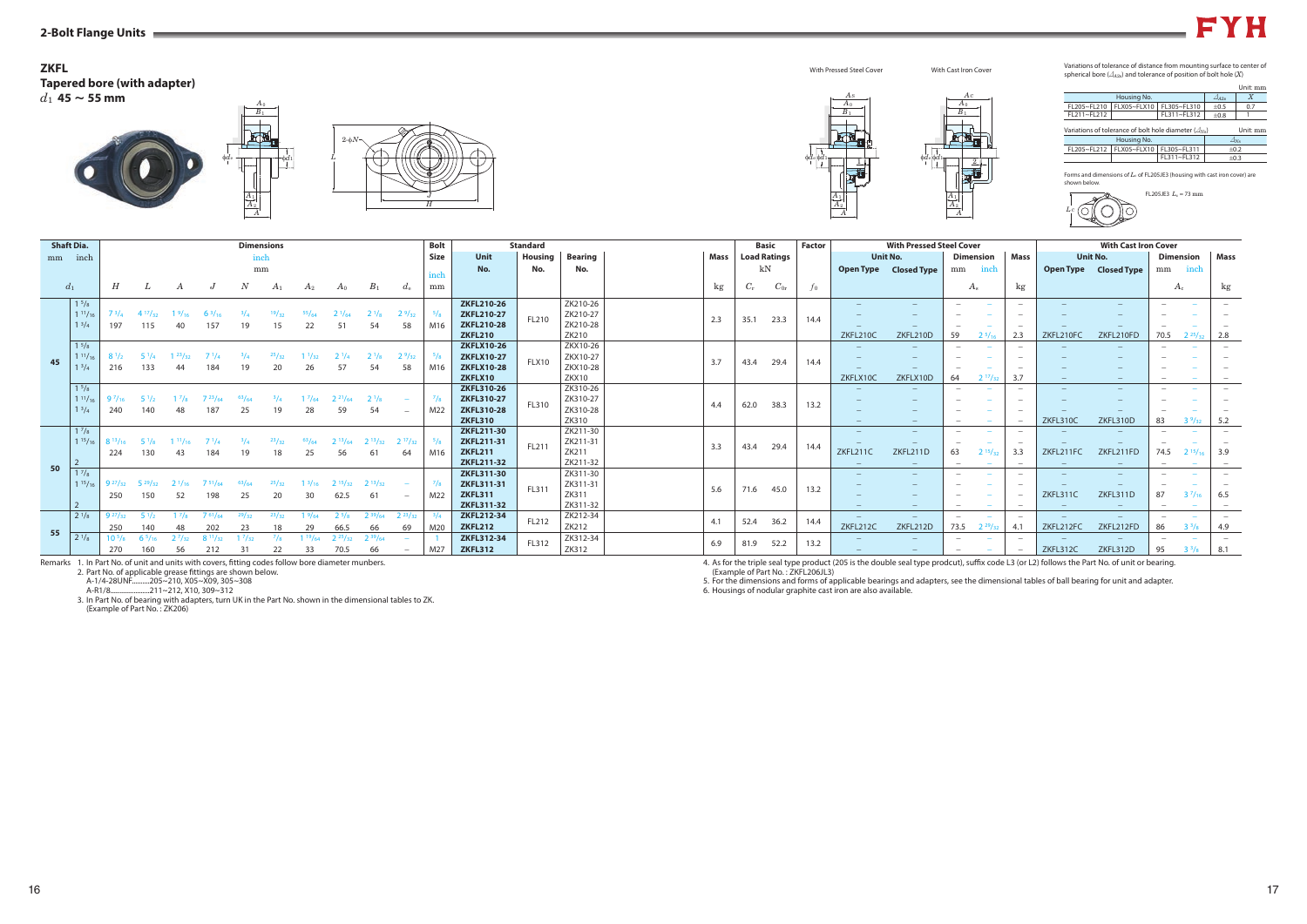## 2-Bolt Flange Units

### ZKFL
### Tapered bore (with adapter)
$d_1$ 45 ~ 55 mm

With Pressed Steel Cover / With Cast Iron Cover

Variations of tolerance of distance from mounting surface to center of spherical bore ($\Delta_{A2s}$) and tolerance of position of bolt hole ($X$)

Unit: mm

| Housing No. | | | $\Delta_{A2s}$ | $X$ |
|---|---|---|---|---|
| FL205~FL210 | FLX05~FLX10 | FL305~FL310 | ±0.5 | 0.7 |
| FL211~FL212 | | FL311~FL312 | ±0.8 | 1 |

Variations of tolerance of bolt hole diameter ($\Delta_{Ns}$)

Unit: mm

| Housing No. | | | $\Delta_{Ns}$ |
|---|---|---|---|
| FL205~FL212 | FLX05~FLX10 | FL305~FL311 | ±0.2 |
| | | FL311~FL312 | ±0.3 |

Forms and dimensions of $L_c$ of FL205JE3 (housing with cast iron cover) are shown below.

FL205JE3 $L_c$ = 73 mm

| Shaft Dia. $d_1$ mm | inch | $H$ | $L$ | $A$ | $J$ | $N$ | $A_1$ | $A_2$ | $A_0$ | $B_1$ | $d_s$ | Bolt Size inch / mm | Unit No. | Housing No. | Bearing No. | Mass kg | $C_r$ kN | $C_{0r}$ kN | Factor $f_0$ | Pressed Steel Cover Open Type | Pressed Steel Cover Closed Type | $A_s$ mm | $A_s$ inch | Mass kg | Cast Iron Cover Open Type | Cast Iron Cover Closed Type | $A_c$ mm | $A_c$ inch | Mass kg |
|---|---|---|---|---|---|---|---|---|---|---|---|---|---|---|---|---|---|---|---|---|---|---|---|---|---|---|---|---|---|
| 45 | 1 5/8, 1 11/16, 1 3/4 | 7 3/4 / 197 | 4 17/32 / 115 | 1 9/16 / 40 | 6 3/16 / 157 | 3/4 / 19 | 19/32 / 15 | 55/64 / 22 | 2 1/64 / 51 | 2 1/8 / 54 | 2 9/32 / 58 | 5/8 / M16 | ZKFL210-26, ZKFL210-27, ZKFL210-28, ZKFL210 | FL210 | ZK210-26, ZK210-27, ZK210-28, ZK210 | 2.3 | 35.1 | 23.3 | 14.4 | –, –, –, ZKFL210C | –, –, –, ZKFL210D | –, –, –, 59 | –, –, –, 2 5/16 | –, –, –, 2.3 | –, –, –, ZKFL210FC | –, –, –, ZKFL210FD | –, –, –, 70.5 | –, –, –, 2 25/32 | –, –, –, 2.8 |
| | 1 5/8, 1 11/16, 1 3/4 | 8 1/2 / 216 | 5 1/4 / 133 | 1 23/32 / 44 | 7 1/4 / 184 | 3/4 / 19 | 25/32 / 20 | 1 1/32 / 26 | 2 1/4 / 57 | 2 1/8 / 54 | 2 9/32 / 58 | 5/8 / M16 | ZKFLX10-26, ZKFLX10-27, ZKFLX10-28, ZKFLX10 | FLX10 | ZKX10-26, ZKX10-27, ZKX10-28, ZKX10 | 3.7 | 43.4 | 29.4 | 14.4 | –, –, –, ZKFLX10C | –, –, –, ZKFLX10D | –, –, –, 64 | –, –, –, 2 17/32 | –, –, –, 3.7 | – | – | – | – | – |
| | 1 5/8, 1 11/16, 1 3/4 | 9 7/16 / 240 | 5 1/2 / 140 | 1 7/8 / 48 | 7 23/64 / 187 | 63/64 / 25 | 3/4 / 19 | 1 7/64 / 28 | 2 21/64 / 59 | 2 1/8 / 54 | – | 7/8 / M22 | ZKFL310-26, ZKFL310-27, ZKFL310-28, ZKFL310 | FL310 | ZK310-26, ZK310-27, ZK310-28, ZK310 | 4.4 | 62.0 | 38.3 | 13.2 | – | – | – | – | – | –, –, –, ZKFL310C | –, –, –, ZKFL310D | –, –, –, 83 | –, –, –, 3 9/32 | –, –, –, 5.2 |
| 50 | 1 7/8, 1 15/16, 2 | 8 13/16 / 224 | 5 1/8 / 130 | 1 11/16 / 43 | 7 1/4 / 184 | 3/4 / 19 | 23/32 / 18 | 63/64 / 25 | 2 13/64 / 56 | 2 13/32 / 61 | 2 17/32 / 64 | 5/8 / M16 | ZKFL211-30, ZKFL211-31, ZKFL211, ZKFL211-32 | FL211 | ZK211-30, ZK211-31, ZK211, ZK211-32 | 3.3 | 43.4 | 29.4 | 14.4 | –, –, ZKFL211C, – | –, –, ZKFL211D, – | –, –, 63, – | –, –, 2 15/32, – | –, –, 3.3, – | –, –, ZKFL211FC, – | –, –, ZKFL211FD, – | –, –, 74.5, – | –, –, 2 15/16, – | –, –, 3.9, – |
| | 1 7/8, 1 15/16, 2 | 9 27/32 / 250 | 5 29/32 / 150 | 2 1/16 / 52 | 7 51/64 / 198 | 63/64 / 25 | 25/32 / 20 | 1 3/16 / 30 | 2 15/32 / 62.5 | 2 13/32 / 61 | – | 7/8 / M22 | ZKFL311-30, ZKFL311-31, ZKFL311, ZKFL311-32 | FL311 | ZK311-30, ZK311-31, ZK311, ZK311-32 | 5.6 | 71.6 | 45.0 | 13.2 | – | – | – | – | – | –, –, ZKFL311C, – | –, –, ZKFL311D, – | –, –, 87, – | –, –, 3 7/16, – | –, –, 6.5, – |
| 55 | 2 1/8 | 9 27/32 / 250 | 5 1/2 / 140 | 1 7/8 / 48 | 7 61/64 / 202 | 29/32 / 23 | 23/32 / 18 | 1 9/64 / 29 | 2 5/8 / 66.5 | 2 39/64 / 66 | 2 23/32 / 69 | 3/4 / M20 | ZKFL212-34, ZKFL212 | FL212 | ZK212-34, ZK212 | 4.1 | 52.4 | 36.2 | 14.4 | –, ZKFL212C | –, ZKFL212D | –, 73.5 | –, 2 29/32 | –, 4.1 | –, ZKFL212FC | –, ZKFL212FD | –, 86 | –, 3 3/8 | –, 4.9 |
| | 2 1/8 | 10 5/8 / 270 | 6 5/16 / 160 | 2 7/32 / 56 | 8 11/32 / 212 | 1 7/32 / 31 | 7/8 / 22 | 1 19/64 / 33 | 2 25/32 / 70.5 | 2 39/64 / 66 | – | 1 / M27 | ZKFL312-34, ZKFL312 | FL312 | ZK312-34, ZK312 | 6.9 | 81.9 | 52.2 | 13.2 | – | – | – | – | – | –, ZKFL312C | –, ZKFL312D | –, 95 | –, 3 3/4 | –, 8.1 |

Remarks
1. In Part No. of unit and units with covers, fitting codes follow bore diameter munbers.
2. Part No. of applicable grease fittings are shown below.
   A-1/4-28UNF..........205~210, X05~X09, 305~308
   A-R1/8.....................211~212, X10, 309~312
3. In Part No. of bearing with adapters, turn UK in the Part No. shown in the dimensional tables to ZK.
   (Example of Part No. : ZK206)
4. As for the triple seal type product (205 is the double seal type prodcut), suffix code L3 (or L2) follows the Part No. of unit or bearing.
   (Example of Part No. : ZKFL206JL3)
5. For the dimensions and forms of applicable bearings and adapters, see the dimensional tables of ball bearing for unit and adapter.
6. Housings of nodular graphite cast iron are also available.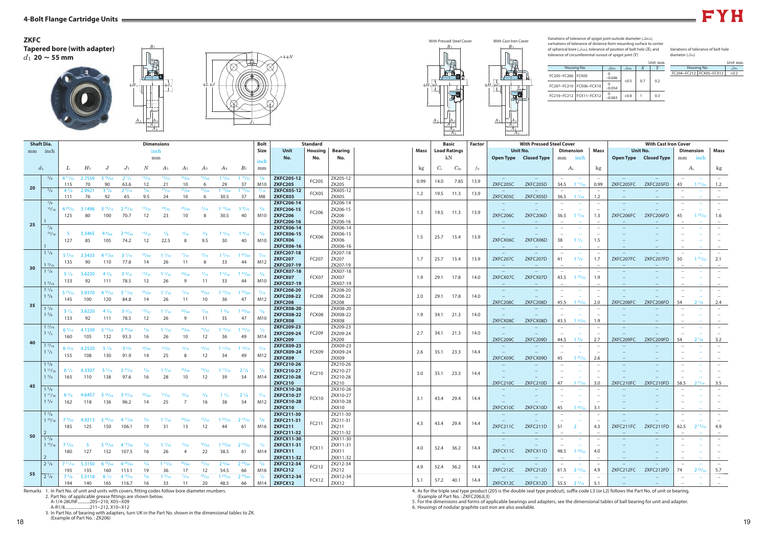## ZKFC

### Tapered bore (with adapter)

$d_1$ **20 ~ 55 mm**

With Pressed Steel Cover / With Cast Iron Cover

Variations of tolerance of spigot joint outside diameter ($\Delta_{H3s}$), vartiations of tolerance of distance form mounting surface to center of spherical bore ($\Delta_{A2s}$), tolerance of position of bolt hole ($X$), and tolerance of circumferential runout of spigot joint ($Y$)

Unit: mm

| Housing No. | | $\Delta_{H3s}$ | $\Delta_{A2s}$ | $X$ | $Y$ |
|---|---|---|---|---|---|
| FC205~FC206 | FCX05 | 0 / −0.046 | ±0.5 | 0.7 | 0.2 |
| FC207~FC210 | FCX06~FCX10 | 0 / −0.054 | | | |
| FC210~FC212 | FCX11~FCX12 | 0 / −0.063 | ±0.8 | 1 | 0.3 |

Variations of tolerance of bolt hole diameter ($\Delta_{Ns}$)

Unit: mm

| Housing No. | | $\Delta_{Ns}$ |
|---|---|---|
| FC204~FC212 | FCX05~FCX12 | ±0.2 |

| Shaft Dia. $d_1$ mm | Shaft Dia. $d_1$ inch | $L$ inch / mm | $H_3$ inch / mm | $J$ inch / mm | $J_1$ inch / mm | $N$ inch / mm | $A_1$ inch / mm | $A_2$ inch / mm | $A_3$ inch / mm | $A_4$ inch / mm | $B_1$ inch / mm | Bolt Size inch / mm | Standard Unit No. | Housing No. | Bearing No. | Mass kg | Basic Load Ratings $C_r$ kN | $C_{0r}$ kN | Factor $f_0$ | Pressed Steel Cover Open Type | Pressed Steel Cover Closed Type | $A_e$ mm | $A_e$ inch | Mass kg | Cast Iron Cover Open Type | Cast Iron Cover Closed Type | $A_c$ mm | $A_c$ inch | Mass kg |
|---|---|---|---|---|---|---|---|---|---|---|---|---|---|---|---|---|---|---|---|---|---|---|---|---|---|---|---|---|---|
| 20 | 3/4 | 4 17/32 / 115 | 2.7559 / 70 | 3 35/64 / 90 | 2 1/2 / 63.6 | 15/32 / 12 | 13/16 / 21 | 25/64 / 10 | 15/64 / 6 | 1 5/32 / 29 | 1 15/32 / 37 | 3/8 / M10 | ZKFC205-12<br>ZKFC205 | FC205 | ZK205-12<br>ZK205 | 0.99 | 14.0 | 7.85 | 13.9 | ZKFC205C | ZKFC205D | 34.5 | 1 11/32 | 0.99 | ZKFC205FC | ZKFC205FD | 43 | 1 21/32 | 1.2 |
| | 3/4 | 4 3/8 / 111 | 2.9921 / 76 | 3 5/8 / 92 | 2 9/16 / 65 | 3/8 / 9.5 | 15/16 / 24 | 25/64 / 10 | 15/64 / 6 | 1 13/64 / 30.5 | 1 15/32 / 37 | 5/16 / M8 | ZKFCX05-12<br>ZKFCX05 | FCX05 | ZKX05-12<br>ZKX05 | 1.2 | 19.5 | 11.3 | 13.9 | ZKFCX05C | ZKFCX05D | 36.5 | 1 7/16 | 1.2 | – | – | – | – | – |
| 25 | 7/8<br>15/16<br><br>1 | 4 29/32 / 125 | 3.1496 / 80 | 3 15/16 / 100 | 2 25/32 / 70.7 | 15/32 / 12 | 29/32 / 23 | 25/64 / 10 | 5/16 / 8 | 1 13/64 / 30.5 | 1 9/16 / 40 | 3/8 / M10 | ZKFC206-14<br>ZKFC206-15<br>ZKFC206<br>ZKFC206-16 | FC206 | ZK206-14<br>ZK206-15<br>ZK206<br>ZK206-16 | 1.3 | 19.5 | 11.3 | 13.9 | ZKFC206C | ZKFC206D | 36.5 | 1 7/16 | 1.3 | ZKFC206FC | ZKFC206FD | 45 | 1 25/32 | 1.6 |
| | 7/8<br>15/16<br><br>1 | 5 / 127 | 3.3465 / 85 | 4 9/64 / 105 | 2 59/64 / 74.2 | 15/32 / 12 | 7/8 / 22.5 | 5/16 / 8 | 3/8 / 9.5 | 1 3/16 / 30 | 1 9/16 / 40 | 3/8 / M10 | ZKFCX06-14<br>ZKFCX06-15<br>ZKFCX06<br>ZKFCX06-16 | FCX06 | ZKX06-14<br>ZKX06-15<br>ZKX06<br>ZKX06-16 | 1.5 | 25.7 | 15.4 | 13.9 | ZKFCX06C | ZKFCX06D | 38 | 1 1/2 | 1.5 | – | – | – | – | – |
| 30 | 1 1/8<br><br>1 3/16 | 5 5/16 / 135 | 3.5433 / 90 | 4 21/64 / 110 | 3 1/16 / 77.8 | 35/64 / 14 | 1 1/32 / 26 | 7/16 / 11 | 5/16 / 8 | 1 5/16 / 33 | 1 47/64 / 44 | 7/16 / M12 | ZKFC207-18<br>ZKFC207<br>ZKFC207-19 | FC207 | ZK207-18<br>ZK207<br>ZK207-19 | 1.7 | 25.7 | 15.4 | 13.9 | ZKFC207C | ZKFC207D | 41 | 1 5/8 | 1.7 | ZKFC207FC | ZKFC207FD | 50 | 1 31/32 | 2.1 |
| | 1 1/8<br><br>1 3/16 | 5 1/4 / 133 | 3.6220 / 92 | 4 3/8 / 111 | 3 3/32 / 78.5 | 15/32 / 12 | 1 1/32 / 26 | 23/64 / 9 | 7/16 / 11 | 1 5/16 / 33 | 1 47/64 / 44 | 3/8 / M10 | ZKFCX07-18<br>ZKFCX07<br>ZKFCX07-19 | FCX07 | ZKX07-18<br>ZKX07<br>ZKX07-19 | 1.9 | 29.1 | 17.8 | 14.0 | ZKFCX07C | ZKFCX07D | 43.5 | 1 23/32 | 1.9 | – | – | – | – | – |
| 35 | 1 1/4<br>1 3/8 | 5 23/32 / 145 | 3.9370 / 100 | 4 23/32 / 120 | 3 11/32 / 84.8 | 35/64 / 14 | 1 1/32 / 26 | 7/16 / 11 | 25/64 / 10 | 1 13/32 / 36 | 1 55/64 / 47 | 7/16 / M12 | ZKFC208-20<br>ZKFC208-22<br>ZKFC208 | FC208 | ZK208-20<br>ZK208-22<br>ZK208 | 2.0 | 29.1 | 17.8 | 14.0 | ZKFC208C | ZKFC208D | 45.5 | 1 25/32 | 2.0 | ZKFC208FC | ZKFC208FD | 54 | 2 1/8 | 2.4 |
| | 1 1/4<br>1 3/8 | 5 1/4 / 133 | 3.6220 / 92 | 4 3/8 / 111 | 3 3/32 / 78.5 | 15/32 / 12 | 1 1/32 / 26 | 23/64 / 9 | 7/16 / 11 | 1 3/8 / 35 | 1 55/64 / 47 | 3/8 / M10 | ZKFCX08-20<br>ZKFCX08-22<br>ZKFCX08 | FCX08 | ZKX08-20<br>ZKX08-22<br>ZKX08 | 1.9 | 34.1 | 21.3 | 14.0 | ZKFCX08C | ZKFCX08D | 43.5 | 1 23/32 | 1.9 | – | – | – | – | – |
| 40 | 1 7/16<br>1 1/2 | 6 5/16 / 160 | 4.1339 / 105 | 5 13/64 / 132 | 3 43/64 / 93.3 | 5/8 / 16 | 1 1/32 / 26 | 25/64 / 10 | 15/32 / 12 | 1 13/32 / 36 | 1 15/16 / 49 | 1/2 / M14 | ZKFC209-23<br>ZKFC209-24<br>ZKFC209 | FC209 | ZK209-23<br>ZK209-24<br>ZK209 | 2.7 | 34.1 | 21.3 | 14.0 | ZKFC209C | ZKFC209D | 44.5 | 1 3/4 | 2.7 | ZKFC209FC | ZKFC209FD | 54 | 2 1/8 | 3.2 |
| | 1 7/16<br>1 1/2 | 6 3/32 / 155 | 4.2520 / 108 | 5 1/8 / 130 | 3 5/8 / 91.9 | 35/64 / 14 | 31/32 / 25 | 5/16 / 8 | 15/32 / 12 | 1 11/32 / 34 | 1 15/16 / 49 | 7/16 / M12 | ZKFCX09-23<br>ZKFCX09-24<br>ZKFCX09 | FCX09 | ZKX09-23<br>ZKX09-24<br>ZKX09 | 2.6 | 35.1 | 23.3 | 14.4 | ZKFCX09C | ZKFCX09D | 45 | 1 25/32 | 2.6 | – | – | – | – | – |
| 45 | 1 5/8<br>1 11/16<br>1 3/4 | 6 1/2 / 165 | 4.3307 / 110 | 5 7/16 / 138 | 3 27/32 / 97.6 | 5/8 / 16 | 1 3/32 / 28 | 25/64 / 10 | 15/32 / 12 | 1 17/32 / 39 | 2 1/8 / 54 | 1/2 / M14 | ZKFC210-26<br>ZKFC210-27<br>ZKFC210-28<br>ZKFC210 | FC210 | ZK210-26<br>ZK210-27<br>ZK210-28<br>ZK210 | 3.0 | 35.1 | 23.3 | 14.4 | ZKFC210C | ZKFC210D | 47 | 1 27/32 | 3.0 | ZKFC210FC | ZKFC210FD | 58.5 | 2 5/16 | 3.5 |
| | 1 5/8<br>1 11/16<br>1 3/4 | 6 3/8 / 162 | 4.6457 / 118 | 5 23/64 / 136 | 3 25/32 / 96.2 | 35/64 / 14 | 31/32 / 25 | 9/32 / 7 | 5/8 / 16 | 1 1/2 / 38 | 2 1/8 / 54 | 7/16 / M12 | ZKFCX10-26<br>ZKFCX10-27<br>ZKFCX10-28<br>ZKFCX10 | FCX10 | ZKX10-26<br>ZKX10-27<br>ZKX10-28<br>ZKX10 | 3.1 | 43.4 | 29.4 | 14.4 | ZKFCX10C | ZKFCX10D | 45 | 1 25/32 | 3.1 | – | – | – | – | – |
| 50 | 1 7/8<br>1 15/16<br><br>2 | 7 9/32 / 185 | 4.9213 / 125 | 5 29/32 / 150 | 4 11/64 / 106.1 | 3/4 / 19 | 1 7/32 / 31 | 33/64 / 13 | 15/32 / 12 | 1 23/32 / 44 | 2 13/32 / 61 | 5/8 / M16 | ZKFC211-30<br>ZKFC211-31<br>ZKFC211<br>ZKFC211-32 | FC211 | ZK211-30<br>ZK211-31<br>ZK211<br>ZK211-32 | 4.3 | 43.4 | 29.4 | 14.4 | ZKFC211C | ZKFC211D | 51 | 2 | 4.3 | ZKFC211FC | ZKFC211FD | 62.5 | 2 15/32 | 4.9 |
| | 1 7/8<br>1 15/16<br><br>2 | 7 3/32 / 180 | 5 / 127 | 5 63/64 / 152 | 4 15/64 / 107.5 | 5/8 / 16 | 1 1/32 / 26 | 5/32 / 4 | 55/64 / 22 | 1 33/64 / 38.5 | 2 13/32 / 61 | 1/2 / M14 | ZKFCX11-30<br>ZKFCX11-31<br>ZKFCX11<br>ZKFCX11-32 | FCX11 | ZKX11-30<br>ZKX11-31<br>ZKX11<br>ZKX11-32 | 4.0 | 52.4 | 36.2 | 14.4 | ZKFCX11C | ZKFCX11D | 48.5 | 1 29/32 | 4.0 | – | – | – | – | – |
| 55 | 2 1/8 | 7 11/16 / 195 | 5.3150 / 135 | 6 19/64 / 160 | 4 29/64 / 113.1 | 3/4 / 19 | 1 13/32 / 36 | 43/64 / 17 | 15/32 / 12 | 2 9/64 / 54.5 | 2 39/64 / 66 | 5/8 / M16 | ZKFC212-34<br>ZKFC212 | FC212 | ZK212-34<br>ZK212 | 4.9 | 52.4 | 36.2 | 14.4 | ZKFC212C | ZKFC212D | 61.5 | 2 13/32 | 4.9 | ZKFC212FC | ZKFC212FD | 74 | 2 29/32 | 5.7 |
| | 2 1/8 | 7 5/8 / 194 | 5.5118 / 140 | 6 1/2 / 165 | 4 19/32 / 116.7 | 5/8 / 16 | 1 5/16 / 33 | 7/16 / 11 | 25/32 / 20 | 1 29/32 / 48.5 | 2 39/64 / 66 | 1/2 / M14 | ZKFCX12-34<br>ZKFCX12 | FCX12 | ZKX12-34<br>ZKX12 | 5.1 | 57.2 | 40.1 | 14.4 | ZKFCX12C | ZKFCX12D | 55.5 | 2 3/16 | 5.1 | – | – | – | – | – |

Remarks
1. In Part No. of unit and units with covers, fitting codes follow bore diameter munbers.
2. Part No. of applicable grease fittings are shown below.
   A-1/4-28UNF............205~210, X05~X09
   A-R1/8.......................211~212, X10~X12
3. In Part No. of bearing with adapters, turn UK in the Part No. shown in the dimensional tables to ZK.
   (Example of Part No. : ZK206)
4. As for the triple seal type product (205 is the double seal type prodcut), suffix code L3 (or L2) follows the Part No. of unit or bearing.
   (Example of Part No. : ZKFC206JL3)
5. For the dimensions and forms of applicable bearings and adapters, see the dimensional tables of ball bearing for unit and adapter.
6. Housings of nodular graphite cast iron are also available.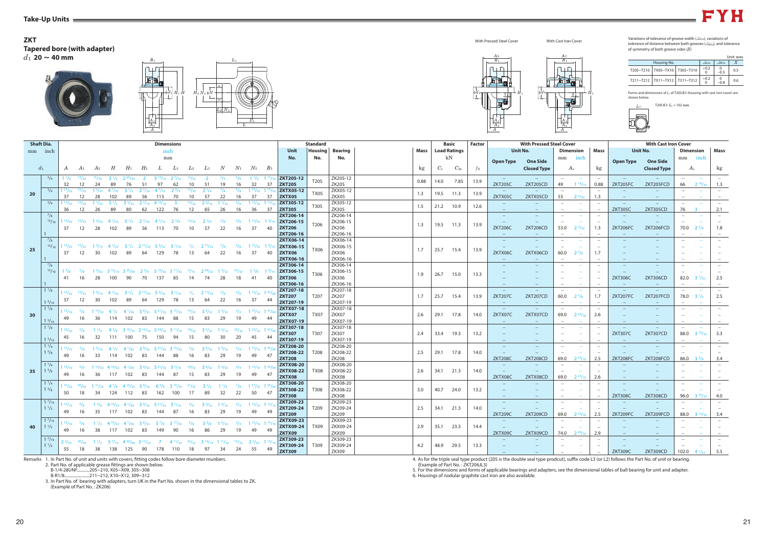## ZKT
### Tapered bore (with adapter)
### $d_1$ 20 ~ 40 mm

With Pressed Steel Cover / With Cast Iron Cover

Variations of tolerance of groove width ($\Delta_{A1s}$), variations of tolerance of distance between both grooves ($\Delta_{H1s}$), and tolerance of symmetry of both groove sides ($X$)

Unit: mm

| Housing No. | | | $\Delta_{A1s}$ | $\Delta_{H1s}$ | $X$ |
|---|---|---|---|---|---|
| T205~T210 | TX05~TX10 | T305~T310 | +0.2<br>0 | 0<br>−0.5 | 0.5 |
| T211~T212 | TX11~TX12 | T311~T312 | +0.2<br>0 | 0<br>−0.8 | 0.6 |

Forms and dimensions of $L_c$ of T205JE3 (housing with cast iron cover) are shown below.

T205JE3 $L_c$ = 102 mm

Dimensions: inch (upper) / mm (lower)

| Shaft Dia. $d_1$ mm | Shaft Dia. inch | $A$ | $A_1$ | $A_2$ | $H$ | $H_1$ | $H_2$ | $L$ | $L_1$ | $L_2$ | $L_3$ | $N$ | $N_1$ | $N_2$ | $B_1$ | Unit No. | Standard Housing No. | Standard Bearing No. | Mass kg | Basic Load Ratings kN $C_r$ | Basic Load Ratings kN $C_{0r}$ | Factor $f_0$ | With Pressed Steel Cover Unit No. Open Type | With Pressed Steel Cover Unit No. One Side Closed Type | Dimension $A_s$ mm | Dimension $A_s$ inch | Mass kg | With Cast Iron Cover Unit No. Open Type | With Cast Iron Cover Unit No. One Side Closed Type | Dimension $A_c$ mm | Dimension $A_c$ inch | Mass kg |
|---|---|---|---|---|---|---|---|---|---|---|---|---|---|---|---|---|---|---|---|---|---|---|---|---|---|---|---|---|---|---|---|---|
| 20 | 3/4 | 1 1/4<br>32 | 15/32<br>12 | 15/16<br>24 | 3 1/2<br>89 | 2 63/64<br>76 | 2<br>51 | 3 13/16<br>97 | 2 7/16<br>62 | 13/32<br>10 | 2<br>51 | 3/4<br>19 | 5/8<br>16 | 1 1/4<br>32 | 1 15/32<br>37 | ZKT205-12<br>ZKT205 | T205 | ZK205-12<br>ZK205 | 0.88 | 14.0 | 7.85 | 13.9 | ZKT205C | ZKT205CD | 49 | 1 15/16 | 0.88 | ZKT205FC | ZKT205FCD | 66 | 2 19/32 | 1.3 |
| | 3/4 | 1 15/32<br>37 | 15/32<br>12 | 1 3/32<br>28 | 4 1/32<br>102 | 3 1/2<br>89 | 2 7/32<br>56 | 4 7/16<br>113 | 2 3/4<br>70 | 13/32<br>10 | 2 1/4<br>57 | 7/8<br>22 | 5/8<br>16 | 1 15/32<br>37 | 1 15/32<br>37 | ZKTX05-12<br>ZKTX05 | TX05 | ZKX05-12<br>ZKX05 | 1.3 | 19.5 | 11.3 | 13.9 | ZKTX05C | ZKTX05CD | 53 | 2 3/32 | 1.3 | – | – | – | – | – |
| | 3/4 | 1 13/32<br>36 | 15/32<br>12 | 1 1/32<br>26 | 3 1/2<br>89 | 3 5/32<br>80 | 2 7/16<br>62 | 4 13/16<br>122 | 3<br>76 | 15/32<br>12 | 2 9/16<br>65 | 1 1/32<br>26 | 5/8<br>16 | 1 13/32<br>36 | 1 15/32<br>37 | ZKT305-12<br>ZKT305 | T305 | ZK305-12<br>ZK305 | 1.5 | 21.2 | 10.9 | 12.6 | – | – | – | – | – | ZKT305C | ZKT305CD | 76 | 3 | 2.1 |
| 25 | 7/8<br>15/16<br><br>1 | 1 15/32<br>37 | 15/32<br>12 | 1 3/32<br>28 | 4 1/32<br>102 | 3 1/2<br>89 | 2 7/32<br>56 | 4 7/16<br>113 | 2 3/4<br>70 | 13/32<br>10 | 2 1/4<br>57 | 7/8<br>22 | 5/8<br>16 | 1 15/32<br>37 | 1 9/16<br>40 | ZKT206-14<br>ZKT206-15<br>ZKT206<br>ZKT206-16 | T206 | ZK206-14<br>ZK206-15<br>ZK206<br>ZK206-16 | 1.3 | 19.5 | 11.3 | 13.9 | ZKT206C | ZKT206CD | 53.0 | 2 3/32 | 1.3 | ZKT206FC | ZKT206FCD | 70.0 | 2 3/4 | 1.8 |
| | 7/8<br>15/16<br><br>1 | 1 15/32<br>37 | 15/32<br>12 | 1 3/16<br>30 | 4 1/32<br>102 | 3 1/2<br>89 | 2 17/32<br>64 | 5 3/32<br>129 | 3 1/16<br>78 | 1/2<br>13 | 2 17/32<br>64 | 7/8<br>22 | 5/8<br>16 | 1 15/32<br>37 | 1 9/16<br>40 | ZKTX06-14<br>ZKTX06-15<br>ZKTX06<br>ZKTX06-16 | TX06 | ZKX06-14<br>ZKX06-15<br>ZKX06<br>ZKX06-16 | 1.7 | 25.7 | 15.4 | 13.9 | ZKTX06C | ZKTX06CD | 60.0 | 2 3/8 | 1.7 | – | – | – | – | – |
| | 7/8<br>15/16<br><br>1 | 1 5/8<br>41 | 5/8<br>16 | 1 3/32<br>28 | 3 15/16<br>100 | 3 35/64<br>90 | 2 3/4<br>70 | 5 13/32<br>137 | 3 11/32<br>85 | 9/16<br>14 | 2 29/32<br>74 | 1 3/32<br>28 | 23/32<br>18 | 1 5/8<br>41 | 1 9/16<br>40 | ZKT306-14<br>ZKT306-15<br>ZKT306<br>ZKT306-16 | T306 | ZK306-14<br>ZK306-15<br>ZK306<br>ZK306-16 | 1.9 | 26.7 | 15.0 | 13.3 | – | – | – | – | – | ZKT306C | ZKT306CD | 82.0 | 3 7/32 | 2.5 |
| 30 | 1 1/8<br><br>1 3/16 | 1 15/32<br>37 | 15/32<br>12 | 1 3/16<br>30 | 4 1/32<br>102 | 3 1/2<br>89 | 2 17/32<br>64 | 5 3/32<br>129 | 3 1/16<br>78 | 1/2<br>13 | 2 17/32<br>64 | 7/8<br>22 | 5/8<br>16 | 1 15/32<br>37 | 1 47/64<br>44 | ZKT207-18<br>ZKT207<br>ZKT207-19 | T207 | ZK207-18<br>ZK207<br>ZK207-19 | 1.7 | 25.7 | 15.4 | 13.9 | ZKT207C | ZKT207CD | 60.0 | 2 3/8 | 1.7 | ZKT207FC | ZKT207FCD | 78.0 | 3 1/16 | 2.5 |
| | 1 1/8<br><br>1 3/16 | 1 15/16<br>49 | 5/8<br>16 | 1 13/32<br>36 | 4 1/2<br>114 | 4 1/64<br>102 | 3 9/32<br>83 | 5 21/32<br>144 | 3 15/32<br>88 | 19/32<br>15 | 3 9/32<br>83 | 1 5/32<br>29 | 3/4<br>19 | 1 15/16<br>49 | 1 47/64<br>44 | ZKTX07-18<br>ZKTX07<br>ZKTX07-19 | TX07 | ZKX07-18<br>ZKX07<br>ZKX07-19 | 2.6 | 29.1 | 17.8 | 14.0 | ZKTX07C | ZKTX07CD | 69.0 | 2 23/32 | 2.6 | – | – | – | – | – |
| | 1 1/8<br><br>1 3/16 | 1 25/32<br>45 | 5/8<br>16 | 1 1/4<br>32 | 4 3/8<br>111 | 3 15/16<br>100 | 2 15/16<br>75 | 5 29/32<br>150 | 3 11/16<br>94 | 19/32<br>15 | 3 5/32<br>80 | 1 3/16<br>30 | 25/32<br>20 | 1 25/32<br>45 | 1 47/64<br>44 | ZKT307-18<br>ZKT307<br>ZKT307-19 | T307 | ZK307-18<br>ZK307<br>ZK307-19 | 2.4 | 33.4 | 19.3 | 13.2 | – | – | – | – | – | ZKT307C | ZKT307CD | 88.0 | 3 15/32 | 3.3 |
| 35 | 1 1/4<br>1 3/8 | 1 15/16<br>49 | 5/8<br>16 | 1 5/16<br>33 | 4 1/2<br>114 | 4 1/64<br>102 | 3 9/32<br>83 | 5 21/32<br>144 | 3 15/32<br>88 | 5/8<br>16 | 3 9/32<br>83 | 1 5/32<br>29 | 3/4<br>19 | 1 15/16<br>49 | 1 55/64<br>47 | ZKT208-20<br>ZKT208-22<br>ZKT208 | T208 | ZK208-20<br>ZK208-22<br>ZK208 | 2.5 | 29.1 | 17.8 | 14.0 | ZKT208C | ZKT208CD | 69.0 | 2 23/32 | 2.5 | ZKT208FC | ZKT208FCD | 86.0 | 3 3/8 | 3.4 |
| | 1 1/4<br>1 3/8 | 1 15/16<br>49 | 5/8<br>16 | 1 13/32<br>36 | 4 19/32<br>117 | 4 1/64<br>102 | 3 9/32<br>83 | 5 21/32<br>144 | 3 7/16<br>87 | 19/32<br>15 | 3 9/32<br>83 | 1 5/32<br>29 | 3/4<br>19 | 1 15/16<br>49 | 1 55/64<br>47 | ZKTX08-20<br>ZKTX08-22<br>ZKTX08 | TX08 | ZKX08-20<br>ZKX08-22<br>ZKX08 | 2.6 | 34.1 | 21.3 | 14.0 | ZKTX08C | ZKTX08CD | 69.0 | 2 23/32 | 2.6 | – | – | – | – | – |
| | 1 1/4<br>1 3/8 | 1 31/32<br>50 | 45/64<br>18 | 1 11/32<br>34 | 4 7/8<br>124 | 4 13/32<br>112 | 3 9/32<br>83 | 6 3/8<br>162 | 3 15/16<br>100 | 21/32<br>17 | 3 1/2<br>89 | 1 1/4<br>32 | 7/8<br>22 | 1 31/32<br>50 | 1 55/64<br>47 | ZKT308-20<br>ZKT308-22<br>ZKT308 | T308 | ZK308-20<br>ZK308-22<br>ZK308 | 3.0 | 40.7 | 24.0 | 13.2 | – | – | – | – | – | ZKT308C | ZKT308CD | 96.0 | 3 25/32 | 4.0 |
| 40 | 1 7/16<br>1 1/2 | 1 15/16<br>49 | 5/8<br>16 | 1 3/8<br>35 | 4 19/32<br>117 | 4 1/64<br>102 | 3 9/32<br>83 | 5 21/32<br>144 | 3 7/16<br>87 | 5/8<br>16 | 3 9/32<br>83 | 1 5/32<br>29 | 3/4<br>19 | 1 15/16<br>49 | 1 15/16<br>49 | ZKT209-23<br>ZKT209-24<br>ZKT209 | T209 | ZK209-23<br>ZK209-24<br>ZK209 | 2.5 | 34.1 | 21.3 | 14.0 | ZKT209C | ZKT209CD | 69.0 | 2 23/32 | 2.5 | ZKT209FC | ZKT209FCD | 88.0 | 3 15/32 | 3.4 |
| | 1 7/16<br>1 1/2 | 1 15/16<br>49 | 5/8<br>16 | 1 1/2<br>38 | 4 19/32<br>117 | 4 1/64<br>102 | 3 9/32<br>83 | 5 7/8<br>149 | 3 17/32<br>90 | 5/8<br>16 | 3 3/8<br>86 | 1 5/32<br>29 | 3/4<br>19 | 1 15/16<br>49 | 1 15/16<br>49 | ZKTX09-23<br>ZKTX09-24<br>ZKTX09 | TX09 | ZKX09-23<br>ZKX09-24<br>ZKX09 | 2.9 | 35.1 | 23.3 | 14.4 | ZKTX09C | ZKTX09CD | 74.0 | 2 29/32 | 2.9 | – | – | – | – | – |
| | 1 7/16<br>1 1/2 | 2 5/32<br>55 | 45/64<br>18 | 1 1/2<br>38 | 5 7/16<br>138 | 4 59/64<br>125 | 3 17/32<br>90 | 7<br>178 | 4 11/32<br>110 | 23/32<br>18 | 3 13/16<br>97 | 1 11/32<br>34 | 15/16<br>24 | 2 5/32<br>55 | 1 15/16<br>49 | ZKT309-23<br>ZKT309-24<br>ZKT309 | T309 | ZK309-23<br>ZK309-24<br>ZK309 | 4.2 | 48.9 | 29.5 | 13.3 | – | – | – | – | – | ZKT309C | ZKT309CD | 102.0 | 4 1/32 | 5.5 |

Remarks
1. In Part No. of unit and units with covers, fitting codes follow bore diameter numbers.
2. Part No. of applicable grease fittings are shown below.
   B-1/4-28UNF............205~210, X05~X09, 305~308
   B-R1/8.......................211~212, X10~X12, 309~312
3. In Part No. of bearing with adapters, turn UK in the Part No. shown in the dimensional tables to ZK.
   (Example of Part No. : ZK206)
4. As for the triple seal type product (205 is the double seal type prodcut), suffix code L3 (or L2) follows the Part No. of unit or bearing.
   (Example of Part No. : ZKT206JL3)
5. For the dimensions and forms of applicable bearings and adapters, see the dimensional tables of ball bearing for unit and adapter.
6. Housings of nodular graphite cast iron are also available.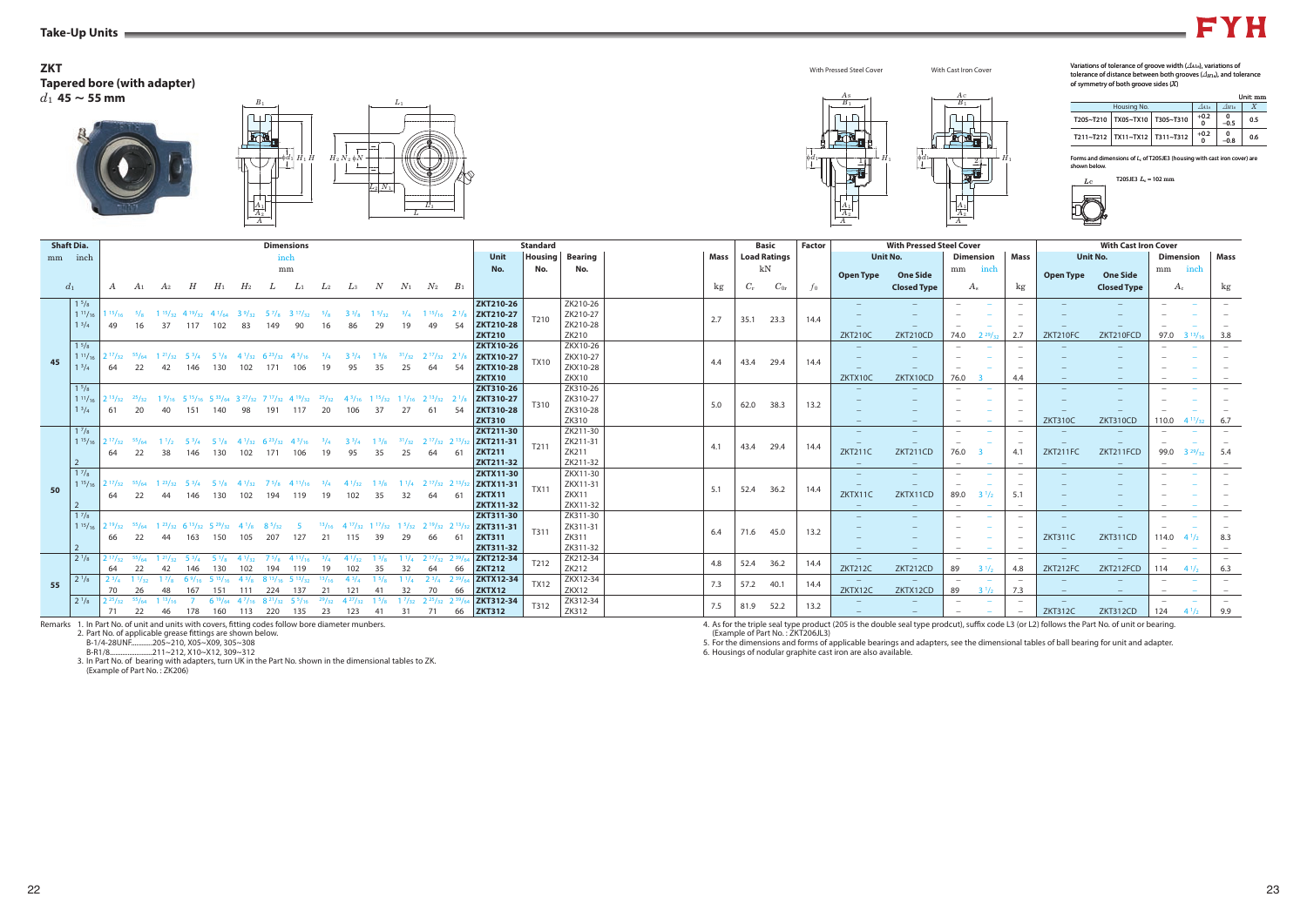## Take-Up Units

## ZKT

### Tapered bore (with adapter)

$d_1$ 45 ~ 55 mm

With Pressed Steel Cover　　With Cast Iron Cover

Variations of tolerance of groove width ($\Delta_{A1s}$), variations of tolerance of distance between both grooves ($\Delta_{H1s}$), and tolerance of symmetry of both groove sides (X)

Unit: mm

| Housing No. | | | $\Delta_{A1s}$ | $\Delta_{H1s}$ | X |
|---|---|---|---|---|---|
| T205~T210 | TX05~TX10 | T305~T310 | +0.2 / 0 | 0 / −0.5 | 0.5 |
| T211~T212 | TX11~TX12 | T311~T312 | +0.2 / 0 | 0 / −0.8 | 0.6 |

Forms and dimensions of $L_c$ of T205JE3 (housing with cast iron cover) are shown below.

T205JE3 $L_c$ = 102 mm

| Shaft Dia. mm | Shaft Dia. inch $d_1$ | A | $A_1$ | $A_2$ | H | $H_1$ | $H_2$ | L | $L_1$ | $L_2$ | $L_3$ | N | $N_1$ | $N_2$ | $B_1$ | Standard Unit No. | Housing No. | Bearing No. | Mass kg | $C_r$ | $C_{0r}$ | Factor $f_0$ | Pressed Steel Cover Open Type | Pressed Steel Cover One Side Closed Type | $A_s$ mm | $A_s$ inch | Mass kg | Cast Iron Cover Open Type | Cast Iron Cover One Side Closed Type | $A_c$ mm | $A_c$ inch | Mass kg |
|---|---|---|---|---|---|---|---|---|---|---|---|---|---|---|---|---|---|---|---|---|---|---|---|---|---|---|---|---|---|---|---|---|
| 45 | 1 5/8, 1 11/16, 1 3/4 | 1 15/16 (49) | 5/8 (16) | 1 15/32 (37) | 4 19/32 (117) | 4 1/64 (102) | 3 9/32 (83) | 5 7/8 (149) | 3 17/32 (90) | 5/8 (16) | 3 3/8 (86) | 1 5/32 (29) | 3/4 (19) | 1 15/16 (49) | 2 1/8 (54) | ZKT210-26, ZKT210-27, ZKT210-28, ZKT210 | T210 | ZK210-26, ZK210-27, ZK210-28, ZK210 | 2.7 | 35.1 | 23.3 | 14.4 | –, –, –, ZKT210C | –, –, –, ZKT210CD | 74.0 | 2 29/32 | 2.7 | –, –, –, ZKT210FC | –, –, –, ZKT210FCD | 97.0 | 3 13/16 | 3.8 |
| | 1 5/8, 1 11/16, 1 3/4 | 2 17/32 (64) | 55/64 (22) | 1 21/32 (42) | 5 3/4 (146) | 5 1/8 (130) | 4 1/32 (102) | 6 23/32 (171) | 4 3/16 (106) | 3/4 (19) | 3 3/4 (95) | 1 3/8 (35) | 31/32 (25) | 2 17/32 (64) | 2 1/8 (54) | ZKTX10-26, ZKTX10-27, ZKTX10-28, ZKTX10 | TX10 | ZKX10-26, ZKX10-27, ZKX10-28, ZKX10 | 4.4 | 43.4 | 29.4 | 14.4 | –, –, –, ZKTX10C | –, –, –, ZKTX10CD | 76.0 | 3 | 4.4 | – | – | – | – | – |
| | 1 5/8, 1 11/16, 1 3/4 | 2 13/32 (61) | 25/32 (20) | 1 9/16 (40) | 5 15/16 (151) | 5 33/64 (140) | 3 27/32 (98) | 7 17/32 (191) | 4 19/32 (117) | 25/32 (20) | 4 3/16 (106) | 1 15/32 (37) | 1 1/16 (27) | 2 13/32 (61) | 2 1/8 (54) | ZKT310-26, ZKT310-27, ZKT310-28, ZKT310 | T310 | ZK310-26, ZK310-27, ZK310-28, ZK310 | 5.0 | 62.0 | 38.3 | 13.2 | – | – | – | – | – | –, –, –, ZKT310C | –, –, –, ZKT310CD | 110.0 | 4 11/32 | 6.7 |
| 50 | 1 7/8, 1 15/16, 2 | 2 17/32 (64) | 55/64 (22) | 1 1/2 (38) | 5 3/4 (146) | 5 1/8 (130) | 4 1/32 (102) | 6 23/32 (171) | 4 3/16 (106) | 3/4 (19) | 3 3/4 (95) | 1 3/8 (35) | 31/32 (25) | 2 17/32 (64) | 2 13/32 (61) | ZKT211-30, ZKT211-31, ZKT211, ZKT211-32 | T211 | ZK211-30, ZK211-31, ZK211, ZK211-32 | 4.1 | 43.4 | 29.4 | 14.4 | –, –, ZKT211C, – | –, –, ZKT211CD, – | 76.0 | 3 | 4.1 | –, –, ZKT211FC, – | –, –, ZKT211FCD, – | 99.0 | 3 29/32 | 5.4 |
| | 1 7/8, 1 15/16, 2 | 2 17/32 (64) | 55/64 (22) | 1 23/32 (44) | 5 3/4 (146) | 5 1/8 (130) | 4 1/32 (102) | 7 5/8 (194) | 4 11/16 (119) | 3/4 (19) | 4 1/32 (102) | 1 3/8 (35) | 1 1/4 (32) | 2 17/32 (64) | 2 13/32 (61) | ZKTX11-30, ZKTX11-31, ZKTX11, ZKTX11-32 | TX11 | ZKX11-30, ZKX11-31, ZKX11, ZKX11-32 | 5.1 | 52.4 | 36.2 | 14.4 | –, –, ZKTX11C, – | –, –, ZKTX11CD, – | 89.0 | 3 1/2 | 5.1 | – | – | – | – | – |
| | 1 7/8, 1 15/16, 2 | 2 19/32 (66) | 55/64 (22) | 1 23/32 (44) | 6 13/32 (163) | 5 29/32 (150) | 4 1/8 (105) | 8 5/32 (207) | 5 (127) | 13/16 (21) | 4 17/32 (115) | 1 17/32 (39) | 1 5/32 (29) | 2 19/32 (66) | 2 13/32 (61) | ZKT311-30, ZKT311-31, ZKT311, ZKT311-32 | T311 | ZK311-30, ZK311-31, ZK311, ZK311-32 | 6.4 | 71.6 | 45.0 | 13.2 | – | – | – | – | – | –, –, ZKT311C, – | –, –, ZKT311CD, – | 114.0 | 4 1/2 | 8.3 |
| 55 | 2 1/8 | 2 17/32 (64) | 55/64 (22) | 1 21/32 (42) | 5 3/4 (146) | 5 1/8 (130) | 4 1/32 (102) | 7 5/8 (194) | 4 11/16 (119) | 3/4 (19) | 4 1/32 (102) | 1 3/8 (35) | 1 1/4 (32) | 2 17/32 (64) | 2 19/64 (66) | ZKT212-34, ZKT212 | T212 | ZK212-34, ZK212 | 4.8 | 52.4 | 36.2 | 14.4 | –, ZKT212C | –, ZKT212CD | 89 | 3 1/2 | 4.8 | –, ZKT212FC | –, ZKT212FCD | 114 | 4 1/2 | 6.3 |
| | 2 1/8 | 2 3/4 (70) | 1 1/32 (26) | 1 7/8 (48) | 6 9/16 (167) | 5 15/16 (151) | 4 3/8 (111) | 8 13/16 (224) | 5 13/32 (137) | 13/16 (21) | 4 3/4 (121) | 1 5/8 (41) | 1 1/4 (32) | 2 3/4 (70) | 2 19/64 (66) | ZKTX12-34, ZKTX12 | TX12 | ZKX12-34, ZKX12 | 7.3 | 57.2 | 40.1 | 14.4 | –, ZKTX12C | –, ZKTX12CD | 89 | 3 1/2 | 7.3 | – | – | – | – | – |
| | 2 1/8 | 2 25/32 (71) | 55/64 (22) | 1 13/16 (46) | 7 (178) | 6 19/64 (160) | 4 7/16 (113) | 8 21/32 (220) | 5 5/16 (135) | 29/32 (23) | 4 27/32 (123) | 1 5/8 (41) | 1 7/32 (31) | 2 25/32 (71) | 2 19/64 (66) | ZKT312-34, ZKT312 | T312 | ZK312-34, ZK312 | 7.5 | 81.9 | 52.2 | 13.2 | – | – | – | – | – | –, ZKT312C | –, ZKT312CD | 124 | 4 1/2 | 9.9 |

Remarks
1. In Part No. of unit and units with covers, fitting codes follow bore diameter numbers.
2. Part No. of applicable grease fittings are shown below.
   B-1/4-28UNF...........205~210, X05~X09, 305~308
   B-R1/8.......................211~212, X10~X12, 309~312
3. In Part No. of bearing with adapters, turn UK in the Part No. shown in the dimensional tables to ZK. (Example of Part No. : ZK206)
4. As for the triple seal type product (205 is the double seal type prodcut), suffix code L3 (or L2) follows the Part No. of unit or bearing. (Example of Part No. : ZKT206JL3)
5. For the dimensions and forms of applicable bearings and adapters, see the dimensional tables of ball bearing for unit and adapter.
6. Housings of nodular graphite cast iron are also available.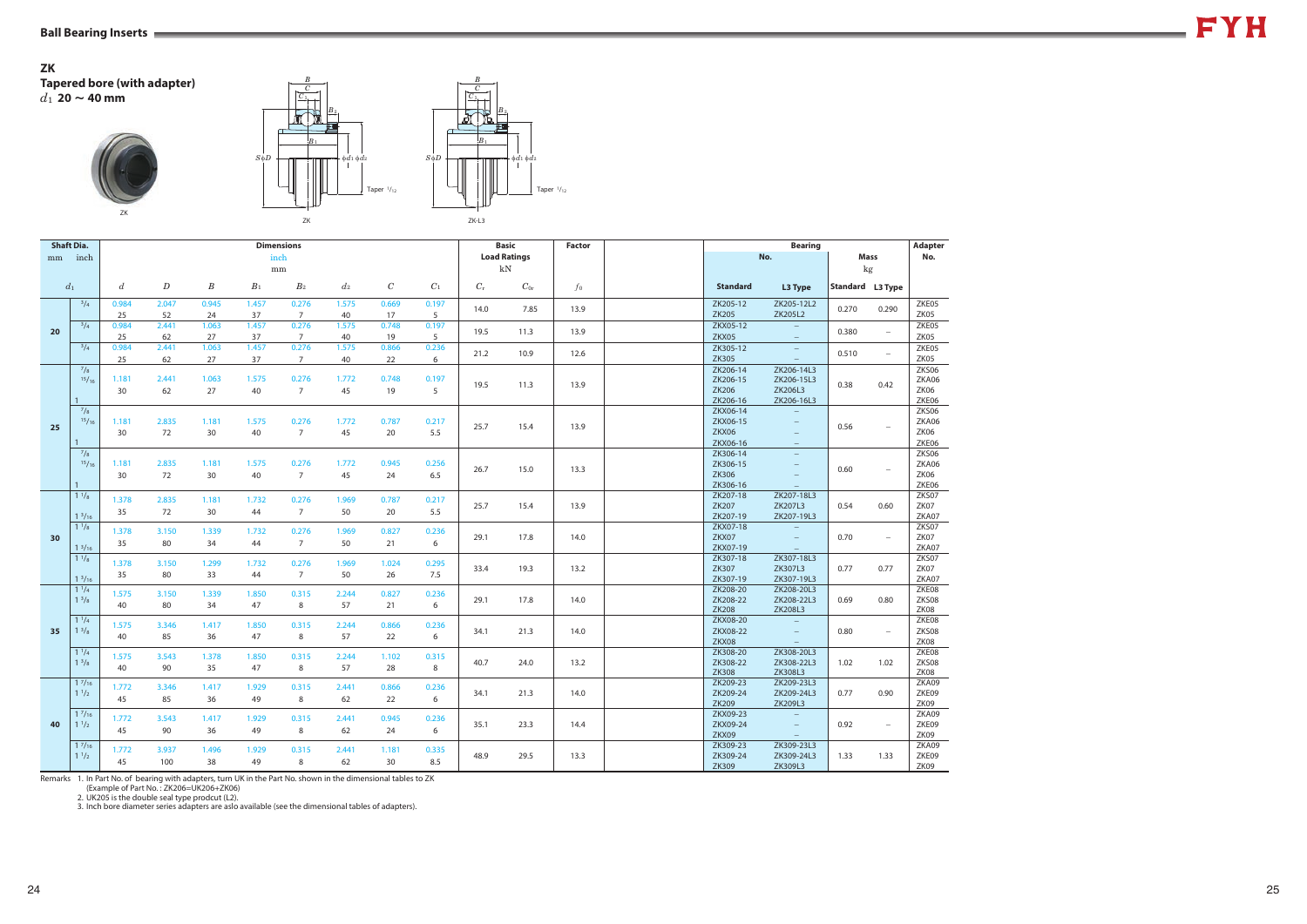## ZK

### Tapered bore (with adapter)

$d_1$ **20 ~ 40 mm**

ZK

ZK

ZK-L3

| Shaft Dia. $d_1$ mm | Shaft Dia. inch | $d$ inch / mm | $D$ inch / mm | $B$ inch / mm | $B_1$ inch / mm | $B_2$ inch / mm | $d_2$ inch / mm | $C$ inch / mm | $C_1$ inch / mm | Basic Load Ratings kN $C_r$ | $C_{0r}$ | Factor $f_0$ | Bearing No. Standard | L3 Type | Mass kg Standard | L3 Type | Adapter No. |
|---|---|---|---|---|---|---|---|---|---|---|---|---|---|---|---|---|---|
| 20 | 3/4 | 0.984 / 25 | 2.047 / 52 | 0.945 / 24 | 1.457 / 37 | 0.276 / 7 | 1.575 / 40 | 0.669 / 17 | 0.197 / 5 | 14.0 | 7.85 | 13.9 | ZK205-12<br>ZK205 | ZK205-12L2<br>ZK205L2 | 0.270 | 0.290 | ZKE05<br>ZK05 |
| | 3/4 | 0.984 / 25 | 2.441 / 62 | 1.063 / 27 | 1.457 / 37 | 0.276 / 7 | 1.575 / 40 | 0.748 / 19 | 0.197 / 5 | 19.5 | 11.3 | 13.9 | ZKX05-12<br>ZKX05 | –<br>– | 0.380 | – | ZKE05<br>ZK05 |
| | 3/4 | 0.984 / 25 | 2.441 / 62 | 1.063 / 27 | 1.457 / 37 | 0.276 / 7 | 1.575 / 40 | 0.866 / 22 | 0.236 / 6 | 21.2 | 10.9 | 12.6 | ZK305-12<br>ZK305 | –<br>– | 0.510 | – | ZKE05<br>ZK05 |
| 25 | 7/8<br>15/16<br>1 | 1.181 / 30 | 2.441 / 62 | 1.063 / 27 | 1.575 / 40 | 0.276 / 7 | 1.772 / 45 | 0.748 / 19 | 0.197 / 5 | 19.5 | 11.3 | 13.9 | ZK206-14<br>ZK206-15<br>ZK206<br>ZK206-16 | ZK206-14L3<br>ZK206-15L3<br>ZK206L3<br>ZK206-16L3 | 0.38 | 0.42 | ZKS06<br>ZKA06<br>ZK06<br>ZKE06 |
| | 7/8<br>15/16<br>1 | 1.181 / 30 | 2.835 / 72 | 1.181 / 30 | 1.575 / 40 | 0.276 / 7 | 1.772 / 45 | 0.787 / 20 | 0.217 / 5.5 | 25.7 | 15.4 | 13.9 | ZKX06-14<br>ZKX06-15<br>ZKX06<br>ZKX06-16 | –<br>–<br>–<br>– | 0.56 | – | ZKS06<br>ZKA06<br>ZK06<br>ZKE06 |
| | 7/8<br>15/16<br>1 | 1.181 / 30 | 2.835 / 72 | 1.181 / 30 | 1.575 / 40 | 0.276 / 7 | 1.772 / 45 | 0.945 / 24 | 0.256 / 6.5 | 26.7 | 15.0 | 13.3 | ZK306-14<br>ZK306-15<br>ZK306<br>ZK306-16 | –<br>–<br>–<br>– | 0.60 | – | ZKS06<br>ZKA06<br>ZK06<br>ZKE06 |
| 30 | 1 1/8<br>1 3/16 | 1.378 / 35 | 2.835 / 72 | 1.181 / 30 | 1.732 / 44 | 0.276 / 7 | 1.969 / 50 | 0.787 / 20 | 0.217 / 5.5 | 25.7 | 15.4 | 13.9 | ZK207-18<br>ZK207<br>ZK207-19 | ZK207-18L3<br>ZK207L3<br>ZK207-19L3 | 0.54 | 0.60 | ZKS07<br>ZK07<br>ZKA07 |
| | 1 1/8<br>1 3/16 | 1.378 / 35 | 3.150 / 80 | 1.339 / 34 | 1.732 / 44 | 0.276 / 7 | 1.969 / 50 | 0.827 / 21 | 0.236 / 6 | 29.1 | 17.8 | 14.0 | ZKX07-18<br>ZKX07<br>ZKX07-19 | –<br>–<br>– | 0.70 | – | ZKS07<br>ZK07<br>ZKA07 |
| | 1 1/8<br>1 3/16 | 1.378 / 35 | 3.150 / 80 | 1.299 / 33 | 1.732 / 44 | 0.276 / 7 | 1.969 / 50 | 1.024 / 26 | 0.295 / 7.5 | 33.4 | 19.3 | 13.2 | ZK307-18<br>ZK307<br>ZK307-19 | ZK307-18L3<br>ZK307L3<br>ZK307-19L3 | 0.77 | 0.77 | ZKS07<br>ZK07<br>ZKA07 |
| 35 | 1 1/4<br>1 3/8 | 1.575 / 40 | 3.150 / 80 | 1.339 / 34 | 1.850 / 47 | 0.315 / 8 | 2.244 / 57 | 0.827 / 21 | 0.236 / 6 | 29.1 | 17.8 | 14.0 | ZK208-20<br>ZK208-22<br>ZK208 | ZK208-20L3<br>ZK208-22L3<br>ZK208L3 | 0.69 | 0.80 | ZKE08<br>ZKS08<br>ZK08 |
| | 1 1/4<br>1 3/8 | 1.575 / 40 | 3.346 / 85 | 1.417 / 36 | 1.850 / 47 | 0.315 / 8 | 2.244 / 57 | 0.866 / 22 | 0.236 / 6 | 34.1 | 21.3 | 14.0 | ZKX08-20<br>ZKX08-22<br>ZKX08 | –<br>–<br>– | 0.80 | – | ZKE08<br>ZKS08<br>ZK08 |
| | 1 1/4<br>1 3/8 | 1.575 / 40 | 3.543 / 90 | 1.378 / 35 | 1.850 / 47 | 0.315 / 8 | 2.244 / 57 | 1.102 / 28 | 0.315 / 8 | 40.7 | 24.0 | 13.2 | ZK308-20<br>ZK308-22<br>ZK308 | ZK308-20L3<br>ZK308-22L3<br>ZK308L3 | 1.02 | 1.02 | ZKE08<br>ZKS08<br>ZK08 |
| 40 | 1 7/16<br>1 1/2 | 1.772 / 45 | 3.346 / 85 | 1.417 / 36 | 1.929 / 49 | 0.315 / 8 | 2.441 / 62 | 0.866 / 22 | 0.236 / 6 | 34.1 | 21.3 | 14.0 | ZK209-23<br>ZK209-24<br>ZK209 | ZK209-23L3<br>ZK209-24L3<br>ZK209L3 | 0.77 | 0.90 | ZKA09<br>ZKE09<br>ZK09 |
| | 1 7/16<br>1 1/2 | 1.772 / 45 | 3.543 / 90 | 1.417 / 36 | 1.929 / 49 | 0.315 / 8 | 2.441 / 62 | 0.945 / 24 | 0.236 / 6 | 35.1 | 23.3 | 14.4 | ZKX09-23<br>ZKX09-24<br>ZKX09 | –<br>–<br>– | 0.92 | – | ZKA09<br>ZKE09<br>ZK09 |
| | 1 7/16<br>1 1/2 | 1.772 / 45 | 3.937 / 100 | 1.496 / 38 | 1.929 / 49 | 0.315 / 8 | 2.441 / 62 | 1.181 / 30 | 0.335 / 8.5 | 48.9 | 29.5 | 13.3 | ZK309-23<br>ZK309-24<br>ZK309 | ZK309-23L3<br>ZK309-24L3<br>ZK309L3 | 1.33 | 1.33 | ZKA09<br>ZKE09<br>ZK09 |

Remarks
1. In Part No. of bearing with adapters, turn UK in the Part No. shown in the dimensional tables to ZK (Example of Part No. : ZK206=UK206+ZK06)
2. UK205 is the double seal type prodcut (L2).
3. Inch bore diameter series adapters are aslo available (see the dimensional tables of adapters).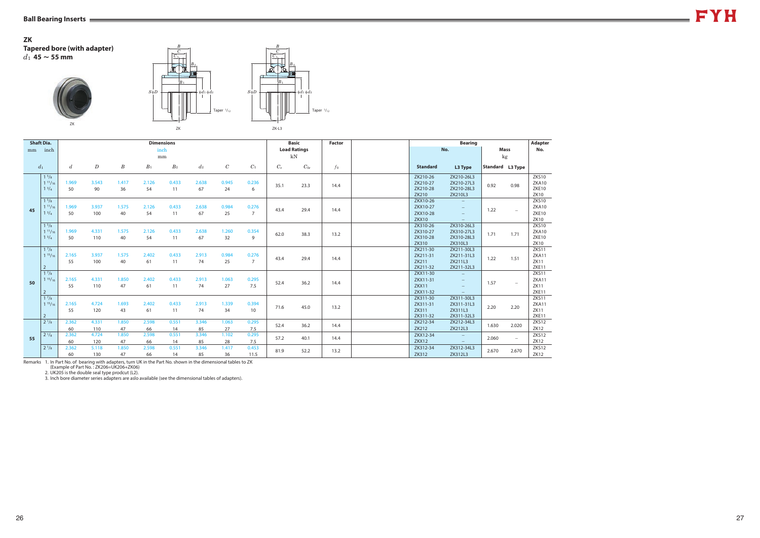## ZK
### Tapered bore (with adapter)
### $d_1$ 45 ~ 55 mm

ZK

ZK　　ZK-L3

Taper 1/12

| Shaft Dia. | | Dimensions inch mm | | | | | | | | Basic Load Ratings kN | | Factor | Bearing No. | | Mass kg | | Adapter No. |
|---|---|---|---|---|---|---|---|---|---|---|---|---|---|---|---|---|---|
| mm | inch | | | | | | | | | | | | | | | | |
| $d_1$ | | $d$ | $D$ | $B$ | $B_1$ | $B_2$ | $d_2$ | $C$ | $C_1$ | $C_r$ | $C_{0r}$ | $f_0$ | Standard | L3 Type | Standard | L3 Type | |
| 45 | 1 5/8<br>1 11/16<br>1 3/4 | 1.969<br>50 | 3.543<br>90 | 1.417<br>36 | 2.126<br>54 | 0.433<br>11 | 2.638<br>67 | 0.945<br>24 | 0.236<br>6 | 35.1 | 23.3 | 14.4 | ZK210-26<br>ZK210-27<br>ZK210-28<br>ZK210 | ZK210-26L3<br>ZK210-27L3<br>ZK210-28L3<br>ZK210L3 | 0.92 | 0.98 | ZKS10<br>ZKA10<br>ZKE10<br>ZK10 |
| | 1 5/8<br>1 11/16<br>1 3/4 | 1.969<br>50 | 3.937<br>100 | 1.575<br>40 | 2.126<br>54 | 0.433<br>11 | 2.638<br>67 | 0.984<br>25 | 0.276<br>7 | 43.4 | 29.4 | 14.4 | ZKX10-26<br>ZKX10-27<br>ZKX10-28<br>ZKX10 | –<br>–<br>–<br>– | 1.22 | – | ZKS10<br>ZKA10<br>ZKE10<br>ZK10 |
| | 1 5/8<br>1 11/16<br>1 3/4 | 1.969<br>50 | 4.331<br>110 | 1.575<br>40 | 2.126<br>54 | 0.433<br>11 | 2.638<br>67 | 1.260<br>32 | 0.354<br>9 | 62.0 | 38.3 | 13.2 | ZK310-26<br>ZK310-27<br>ZK310-28<br>ZK310 | ZK310-26L3<br>ZK310-27L3<br>ZK310-28L3<br>ZK310L3 | 1.71 | 1.71 | ZKS10<br>ZKA10<br>ZKE10<br>ZK10 |
| 50 | 1 7/8<br>1 15/16<br>2 | 2.165<br>55 | 3.937<br>100 | 1.575<br>40 | 2.402<br>61 | 0.433<br>11 | 2.913<br>74 | 0.984<br>25 | 0.276<br>7 | 43.4 | 29.4 | 14.4 | ZK211-30<br>ZK211-31<br>ZK211<br>ZK211-32 | ZK211-30L3<br>ZK211-31L3<br>ZK211L3<br>ZK211-32L3 | 1.22 | 1.51 | ZKS11<br>ZKA11<br>ZK11<br>ZKE11 |
| | 1 7/8<br>1 15/16<br>2 | 2.165<br>55 | 4.331<br>110 | 1.850<br>47 | 2.402<br>61 | 0.433<br>11 | 2.913<br>74 | 1.063<br>27 | 0.295<br>7.5 | 52.4 | 36.2 | 14.4 | ZKX11-30<br>ZKX11-31<br>ZKX11<br>ZKX11-32 | –<br>–<br>–<br>– | 1.57 | – | ZKS11<br>ZKA11<br>ZK11<br>ZKE11 |
| | 1 7/8<br>1 15/16<br>2 | 2.165<br>55 | 4.724<br>120 | 1.693<br>43 | 2.402<br>61 | 0.433<br>11 | 2.913<br>74 | 1.339<br>34 | 0.394<br>10 | 71.6 | 45.0 | 13.2 | ZK311-30<br>ZK311-31<br>ZK311<br>ZK311-32 | ZK311-30L3<br>ZK311-31L3<br>ZK311L3<br>ZK311-32L3 | 2.20 | 2.20 | ZKS11<br>ZKA11<br>ZK11<br>ZKE11 |
| 55 | 2 1/8 | 2.362<br>60 | 4.331<br>110 | 1.850<br>47 | 2.598<br>66 | 0.551<br>14 | 3.346<br>85 | 1.063<br>27 | 0.295<br>7.5 | 52.4 | 36.2 | 14.4 | ZK212-34<br>ZK212 | ZK212-34L3<br>ZK212L3 | 1.630 | 2.020 | ZKS12<br>ZK12 |
| | 2 1/8 | 2.362<br>60 | 4.724<br>120 | 1.850<br>47 | 2.598<br>66 | 0.551<br>14 | 3.346<br>85 | 1.102<br>28 | 0.295<br>7.5 | 57.2 | 40.1 | 14.4 | ZKX12-34<br>ZKX12 | –<br>– | 2.060 | – | ZKS12<br>ZK12 |
| | 2 1/8 | 2.362<br>60 | 5.118<br>130 | 1.850<br>47 | 2.598<br>66 | 0.551<br>14 | 3.346<br>85 | 1.417<br>36 | 0.453<br>11.5 | 81.9 | 52.2 | 13.2 | ZK312-34<br>ZK312 | ZK312-34L3<br>ZK312L3 | 2.670 | 2.670 | ZKS12<br>ZK12 |

Remarks
1. In Part No. of bearing with adapters, turn UK in the Part No. shown in the dimensional tables to ZK (Example of Part No. : ZK206=UK206+ZK06)
2. UK205 is the double seal type prodcut (L2).
3. Inch bore diameter series adapters are aslo available (see the dimensional tables of adapters).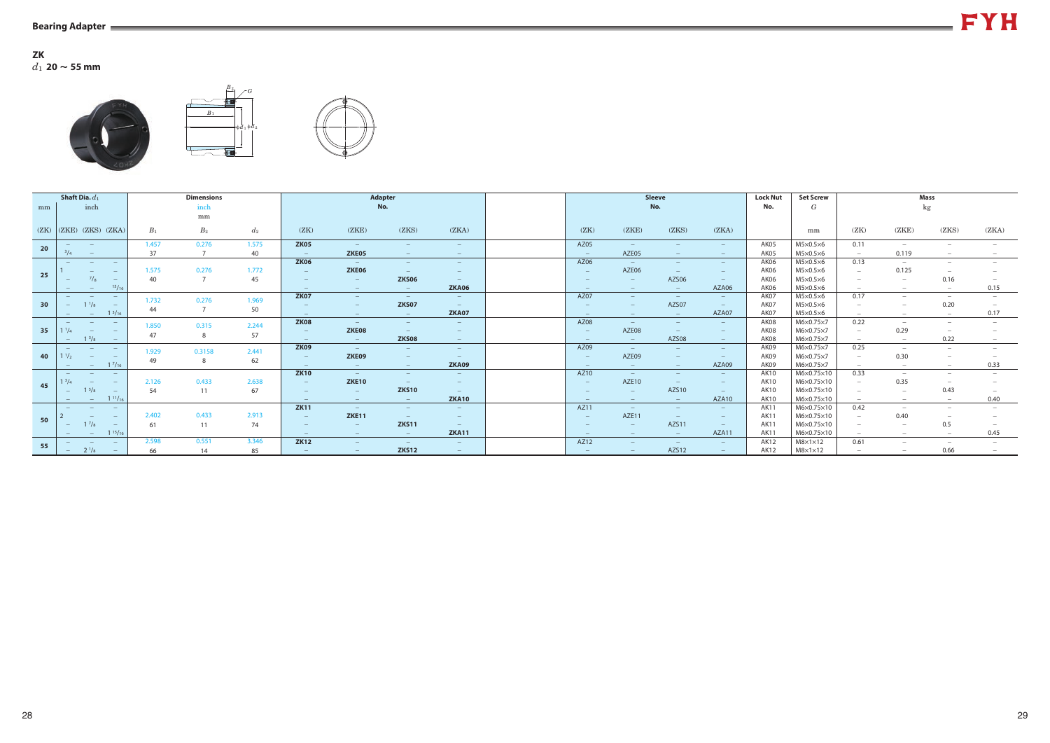## ZK

$d_1$ **20 ~ 55 mm**

| Shaft Dia. $d_1$ mm (ZK) | inch (ZKE) | inch (ZKS) | inch (ZKA) | Dimensions $B_1$ inch / mm | $B_2$ inch / mm | $d_2$ inch / mm | Adapter No. (ZK) | (ZKE) | (ZKS) | (ZKA) | Sleeve No. (ZK) | (ZKE) | (ZKS) | (ZKA) | Lock Nut No. | Set Screw $G$ mm | Mass kg (ZK) | (ZKE) | (ZKS) | (ZKA) |
|---|---|---|---|---|---|---|---|---|---|---|---|---|---|---|---|---|---|---|---|---|
| 20 | – | – | | 1.457 / 37 | 0.276 / 7 | 1.575 / 40 | ZK05 | – | – | – | AZ05 | – | – | – | AK05 | M5×0.5×6 | 0.11 | – | – | – |
| | 3/4 | – | | | | | – | ZKE05 | – | – | – | AZE05 | – | – | AK05 | M5×0.5×6 | – | 0.119 | – | – |
| 25 | – | – | – | 1.575 / 40 | 0.276 / 7 | 1.772 / 45 | ZK06 | – | – | – | AZ06 | – | – | – | AK06 | M5×0.5×6 | 0.13 | – | – | – |
| | 1 | – | – | | | | – | ZKE06 | – | – | – | AZE06 | – | – | AK06 | M5×0.5×6 | – | 0.125 | – | – |
| | – | 7/8 | – | | | | – | – | ZKS06 | – | – | – | AZS06 | – | AK06 | M5×0.5×6 | – | – | 0.16 | – |
| | – | – | 15/16 | | | | – | – | – | ZKA06 | – | – | – | AZA06 | AK06 | M5×0.5×6 | – | – | – | 0.15 |
| 30 | – | – | – | 1.732 / 44 | 0.276 / 7 | 1.969 / 50 | ZK07 | – | – | – | AZ07 | – | – | – | AK07 | M5×0.5×6 | 0.17 | – | – | – |
| | – | 1 1/8 | – | | | | – | – | ZKS07 | – | – | – | AZS07 | – | AK07 | M5×0.5×6 | – | – | 0.20 | – |
| | – | – | 1 3/16 | | | | – | – | – | ZKA07 | – | – | – | AZA07 | AK07 | M5×0.5×6 | – | – | – | 0.17 |
| 35 | – | – | – | 1.850 / 47 | 0.315 / 8 | 2.244 / 57 | ZK08 | – | – | – | AZ08 | – | – | – | AK08 | M6×0.75×7 | 0.22 | – | – | – |
| | 1 1/4 | – | – | | | | – | ZKE08 | – | – | – | AZE08 | – | – | AK08 | M6×0.75×7 | – | 0.29 | – | – |
| | – | 1 3/8 | – | | | | – | – | ZKS08 | – | – | – | AZS08 | – | AK08 | M6×0.75×7 | – | – | 0.22 | – |
| 40 | – | – | – | 1.929 / 49 | 0.3158 / 8 | 2.441 / 62 | ZK09 | – | – | – | AZ09 | – | – | – | AK09 | M6×0.75×7 | 0.25 | – | – | – |
| | 1 1/2 | – | – | | | | – | ZKE09 | – | – | – | AZE09 | – | – | AK09 | M6×0.75×7 | – | 0.30 | – | – |
| | – | – | 1 7/16 | | | | – | – | – | ZKA09 | – | – | – | AZA09 | AK09 | M6×0.75×7 | – | – | – | 0.33 |
| 45 | – | – | – | 2.126 / 54 | 0.433 / 11 | 2.638 / 67 | ZK10 | – | – | – | AZ10 | – | – | – | AK10 | M6×0.75×10 | 0.33 | – | – | – |
| | 1 3/4 | – | – | | | | – | ZKE10 | – | – | – | AZE10 | – | – | AK10 | M6×0.75×10 | – | 0.35 | – | – |
| | – | 1 5/8 | – | | | | – | – | ZKS10 | – | – | – | AZS10 | – | AK10 | M6×0.75×10 | – | – | 0.43 | – |
| | – | – | 1 11/16 | | | | – | – | – | ZKA10 | – | – | – | AZA10 | AK10 | M6×0.75×10 | – | – | – | 0.40 |
| 50 | – | – | – | 2.402 / 61 | 0.433 / 11 | 2.913 / 74 | ZK11 | – | – | – | AZ11 | – | – | – | AK11 | M6×0.75×10 | 0.42 | – | – | – |
| | 2 | – | – | | | | – | ZKE11 | – | – | – | AZE11 | – | – | AK11 | M6×0.75×10 | – | 0.40 | – | – |
| | – | 1 7/8 | – | | | | – | – | ZKS11 | – | – | – | AZS11 | – | AK11 | M6×0.75×10 | – | – | 0.5 | – |
| | – | – | 1 15/16 | | | | – | – | – | ZKA11 | – | – | – | AZA11 | AK11 | M6×0.75×10 | – | – | – | 0.45 |
| 55 | – | – | – | 2.598 / 66 | 0.551 / 14 | 3.346 / 85 | ZK12 | – | – | – | AZ12 | – | – | – | AK12 | M8×1×12 | 0.61 | – | – | – |
| | – | 2 1/8 | – | | | | – | – | ZKS12 | – | – | – | AZS12 | – | AK12 | M8×1×12 | – | – | 0.66 | – |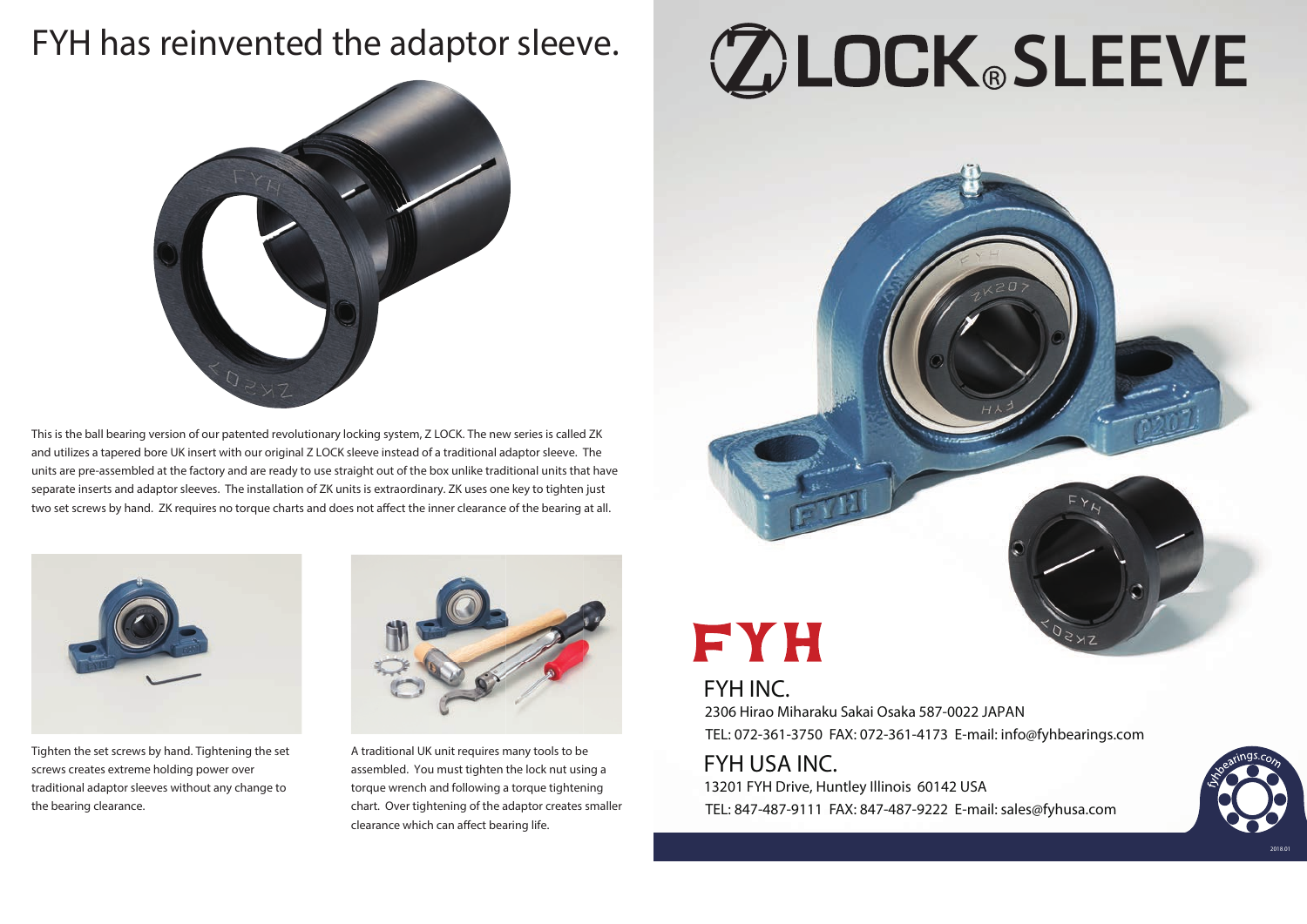# FYH has reinvented the adaptor sleeve.

This is the ball bearing version of our patented revolutionary locking system, Z LOCK. The new series is called ZK and utilizes a tapered bore UK insert with our original Z LOCK sleeve instead of a traditional adaptor sleeve. The units are pre-assembled at the factory and are ready to use straight out of the box unlike traditional units that have separate inserts and adaptor sleeves. The installation of ZK units is extraordinary. ZK uses one key to tighten just two set screws by hand. ZK requires no torque charts and does not affect the inner clearance of the bearing at all.

Tighten the set screws by hand. Tightening the set screws creates extreme holding power over traditional adaptor sleeves without any change to the bearing clearance.

A traditional UK unit requires many tools to be assembled. You must tighten the lock nut using a torque wrench and following a torque tightening chart. Over tightening of the adaptor creates smaller clearance which can affect bearing life.

# Z LOCK® SLEEVE

**FYH**

## FYH INC.

2306 Hirao Miharaku Sakai Osaka 587-0022 JAPAN

TEL: 072-361-3750 FAX: 072-361-4173 E-mail: info@fyhbearings.com

## FYH USA INC.

13201 FYH Drive, Huntley Illinois 60142 USA

TEL: 847-487-9111 FAX: 847-487-9222 E-mail: sales@fyhusa.com

fyhbearings.com

2018.01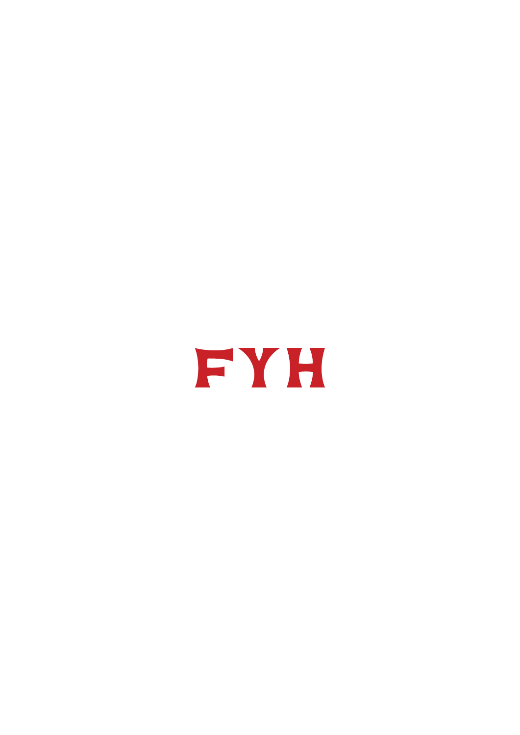FYH